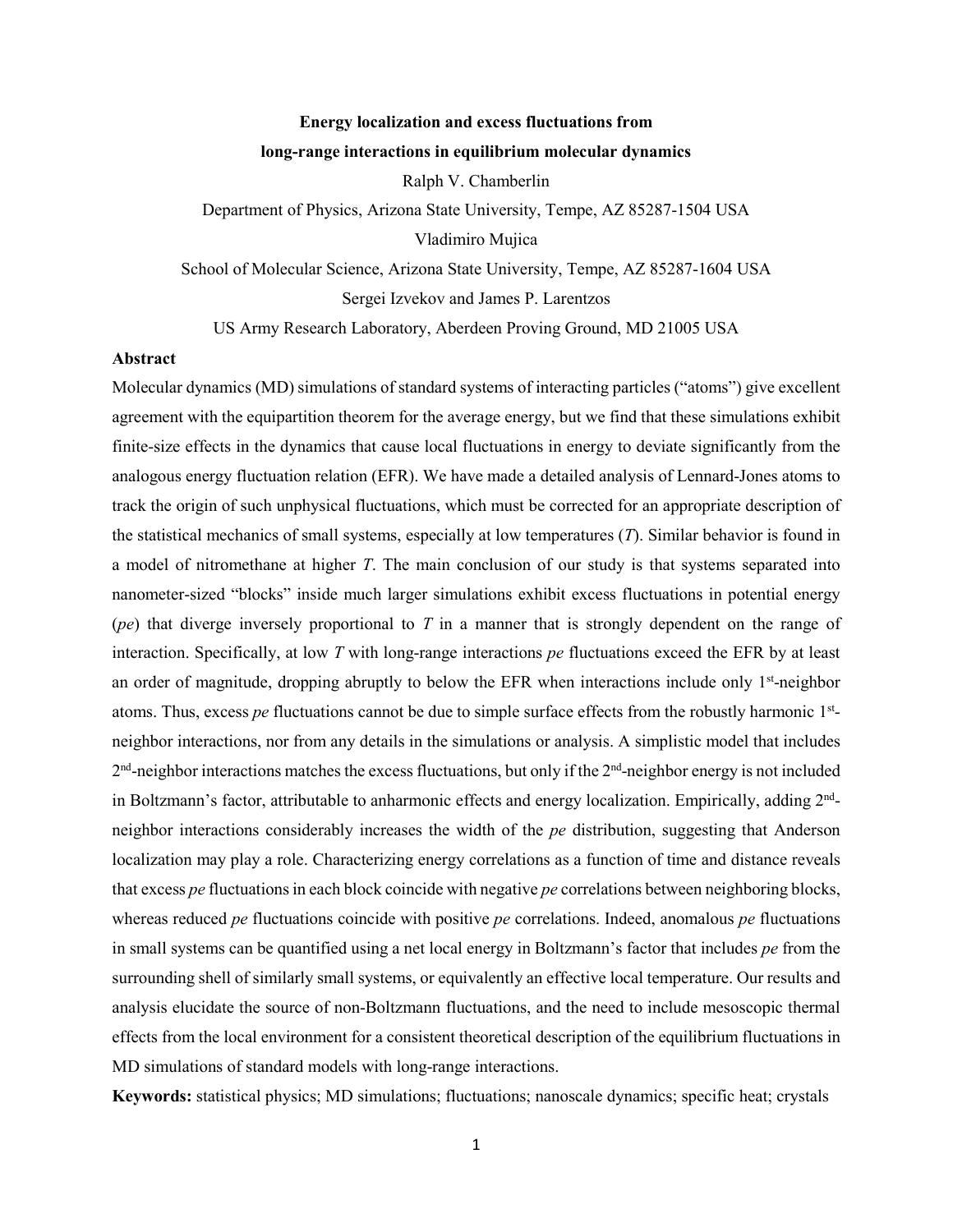# Energy localization and excess fluctuations from long-range interactions in equilibrium molecular dynamics

Ralph V. Chamberlin

Department of Physics, Arizona State University, Tempe, AZ 85287-1504 USA

Vladimiro Mujica

School of Molecular Science, Arizona State University, Tempe, AZ 85287-1604 USA

Sergei Izvekov and James P. Larentzos

US Army Research Laboratory, Aberdeen Proving Ground, MD 21005 USA

## Abstract

Molecular dynamics (MD) simulations of standard systems of interacting particles ("atoms") give excellent agreement with the equipartition theorem for the average energy, but we find that these simulations exhibit finite-size effects in the dynamics that cause local fluctuations in energy to deviate significantly from the analogous energy fluctuation relation (EFR). We have made a detailed analysis of Lennard-Jones atoms to track the origin of such unphysical fluctuations, which must be corrected for an appropriate description of the statistical mechanics of small systems, especially at low temperatures ($T$). Similar behavior is found in a model of nitromethane at higher $T$. The main conclusion of our study is that systems separated into nanometer-sized "blocks" inside much larger simulations exhibit excess fluctuations in potential energy (*pe*) that diverge inversely proportional to $T$ in a manner that is strongly dependent on the range of interaction. Specifically, at low $T$ with long-range interactions *pe* fluctuations exceed the EFR by at least an order of magnitude, dropping abruptly to below the EFR when interactions include only 1st-neighbor atoms. Thus, excess *pe* fluctuations cannot be due to simple surface effects from the robustly harmonic 1st-neighbor interactions, nor from any details in the simulations or analysis. A simplistic model that includes 2nd-neighbor interactions matches the excess fluctuations, but only if the 2nd-neighbor energy is not included in Boltzmann's factor, attributable to anharmonic effects and energy localization. Empirically, adding 2nd-neighbor interactions considerably increases the width of the *pe* distribution, suggesting that Anderson localization may play a role. Characterizing energy correlations as a function of time and distance reveals that excess *pe* fluctuations in each block coincide with negative *pe* correlations between neighboring blocks, whereas reduced *pe* fluctuations coincide with positive *pe* correlations. Indeed, anomalous *pe* fluctuations in small systems can be quantified using a net local energy in Boltzmann's factor that includes *pe* from the surrounding shell of similarly small systems, or equivalently an effective local temperature. Our results and analysis elucidate the source of non-Boltzmann fluctuations, and the need to include mesoscopic thermal effects from the local environment for a consistent theoretical description of the equilibrium fluctuations in MD simulations of standard models with long-range interactions.

**Keywords:** statistical physics; MD simulations; fluctuations; nanoscale dynamics; specific heat; crystals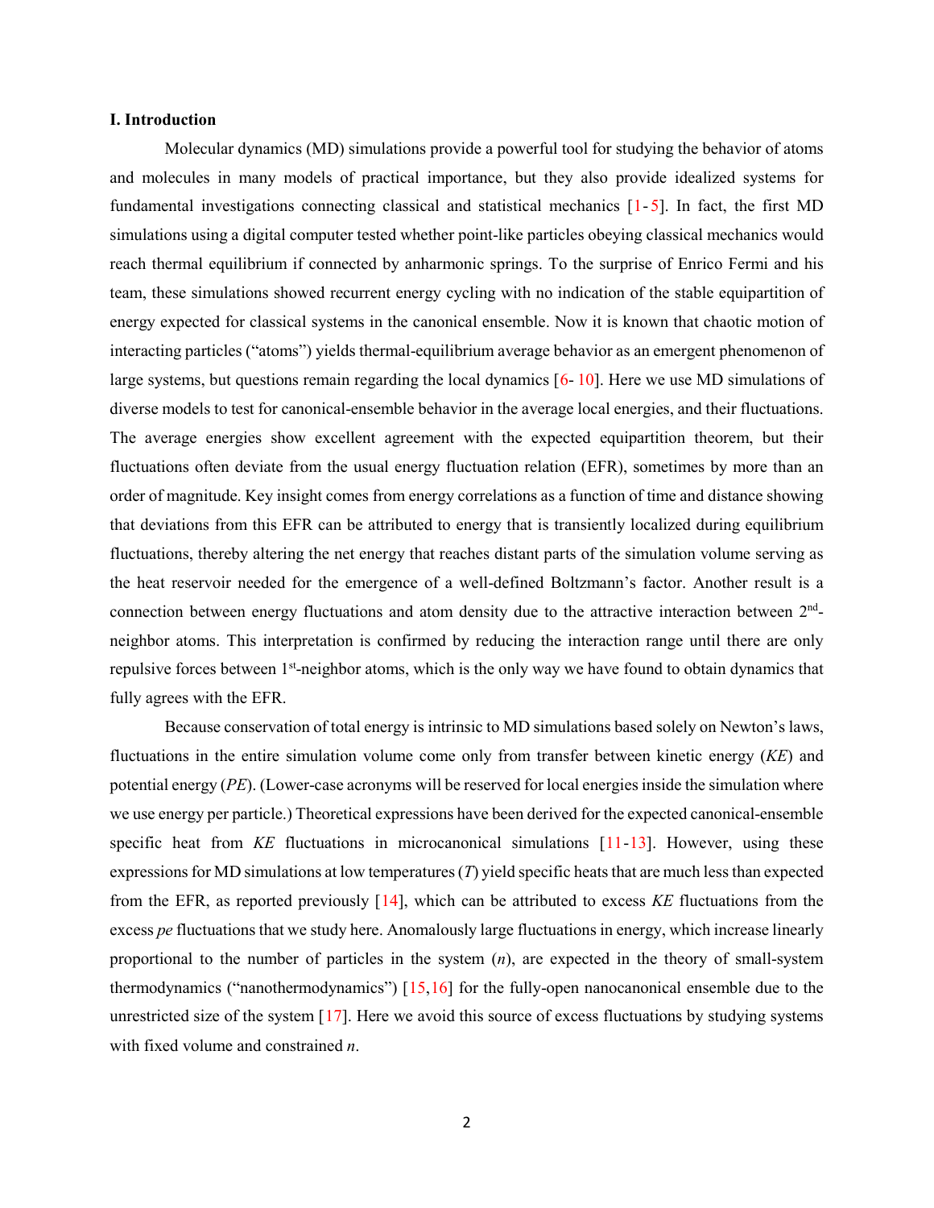### I. Introduction

Molecular dynamics (MD) simulations provide a powerful tool for studying the behavior of atoms and molecules in many models of practical importance, but they also provide idealized systems for fundamental investigations connecting classical and statistical mechanics [1-5]. In fact, the first MD simulations using a digital computer tested whether point-like particles obeying classical mechanics would reach thermal equilibrium if connected by anharmonic springs. To the surprise of Enrico Fermi and his team, these simulations showed recurrent energy cycling with no indication of the stable equipartition of energy expected for classical systems in the canonical ensemble. Now it is known that chaotic motion of interacting particles ("atoms") yields thermal-equilibrium average behavior as an emergent phenomenon of large systems, but questions remain regarding the local dynamics [6- 10]. Here we use MD simulations of diverse models to test for canonical-ensemble behavior in the average local energies, and their fluctuations. The average energies show excellent agreement with the expected equipartition theorem, but their fluctuations often deviate from the usual energy fluctuation relation (EFR), sometimes by more than an order of magnitude. Key insight comes from energy correlations as a function of time and distance showing that deviations from this EFR can be attributed to energy that is transiently localized during equilibrium fluctuations, thereby altering the net energy that reaches distant parts of the simulation volume serving as the heat reservoir needed for the emergence of a well-defined Boltzmann's factor. Another result is a connection between energy fluctuations and atom density due to the attractive interaction between 2$^{\text{nd}}$-neighbor atoms. This interpretation is confirmed by reducing the interaction range until there are only repulsive forces between 1$^{\text{st}}$-neighbor atoms, which is the only way we have found to obtain dynamics that fully agrees with the EFR.

Because conservation of total energy is intrinsic to MD simulations based solely on Newton's laws, fluctuations in the entire simulation volume come only from transfer between kinetic energy (*KE*) and potential energy (*PE*). (Lower-case acronyms will be reserved for local energies inside the simulation where we use energy per particle.) Theoretical expressions have been derived for the expected canonical-ensemble specific heat from *KE* fluctuations in microcanonical simulations [11-13]. However, using these expressions for MD simulations at low temperatures ($T$) yield specific heats that are much less than expected from the EFR, as reported previously [14], which can be attributed to excess *KE* fluctuations from the excess *pe* fluctuations that we study here. Anomalously large fluctuations in energy, which increase linearly proportional to the number of particles in the system ($n$), are expected in the theory of small-system thermodynamics ("nanothermodynamics") [15,16] for the fully-open nanocanonical ensemble due to the unrestricted size of the system [17]. Here we avoid this source of excess fluctuations by studying systems with fixed volume and constrained $n$.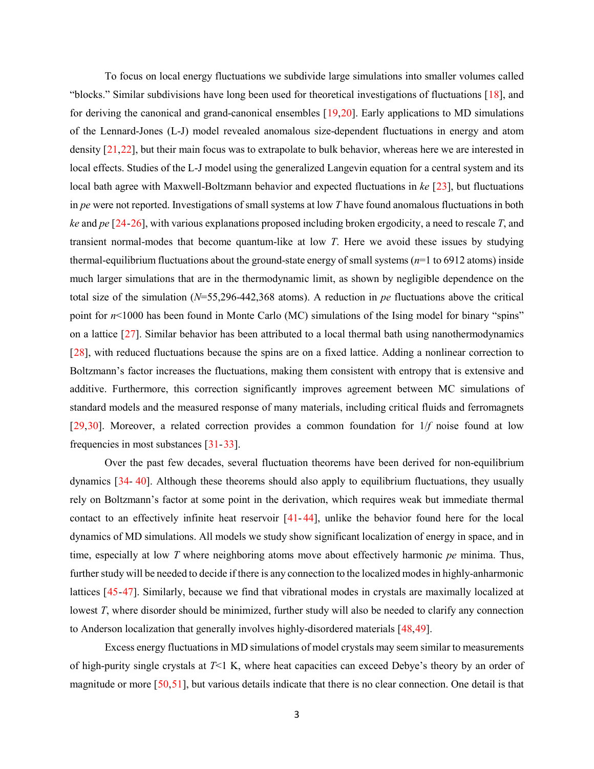To focus on local energy fluctuations we subdivide large simulations into smaller volumes called "blocks." Similar subdivisions have long been used for theoretical investigations of fluctuations [18], and for deriving the canonical and grand-canonical ensembles [19,20]. Early applications to MD simulations of the Lennard-Jones (L-J) model revealed anomalous size-dependent fluctuations in energy and atom density [21,22], but their main focus was to extrapolate to bulk behavior, whereas here we are interested in local effects. Studies of the L-J model using the generalized Langevin equation for a central system and its local bath agree with Maxwell-Boltzmann behavior and expected fluctuations in *ke* [23], but fluctuations in *pe* were not reported. Investigations of small systems at low *T* have found anomalous fluctuations in both *ke* and *pe* [24-26], with various explanations proposed including broken ergodicity, a need to rescale *T*, and transient normal-modes that become quantum-like at low *T*. Here we avoid these issues by studying thermal-equilibrium fluctuations about the ground-state energy of small systems ($n$=1 to 6912 atoms) inside much larger simulations that are in the thermodynamic limit, as shown by negligible dependence on the total size of the simulation ($N$=55,296-442,368 atoms). A reduction in *pe* fluctuations above the critical point for $n$<1000 has been found in Monte Carlo (MC) simulations of the Ising model for binary "spins" on a lattice [27]. Similar behavior has been attributed to a local thermal bath using nanothermodynamics [28], with reduced fluctuations because the spins are on a fixed lattice. Adding a nonlinear correction to Boltzmann's factor increases the fluctuations, making them consistent with entropy that is extensive and additive. Furthermore, this correction significantly improves agreement between MC simulations of standard models and the measured response of many materials, including critical fluids and ferromagnets [29,30]. Moreover, a related correction provides a common foundation for 1/*f* noise found at low frequencies in most substances [31-33].

Over the past few decades, several fluctuation theorems have been derived for non-equilibrium dynamics [34- 40]. Although these theorems should also apply to equilibrium fluctuations, they usually rely on Boltzmann's factor at some point in the derivation, which requires weak but immediate thermal contact to an effectively infinite heat reservoir [41- 44], unlike the behavior found here for the local dynamics of MD simulations. All models we study show significant localization of energy in space, and in time, especially at low *T* where neighboring atoms move about effectively harmonic *pe* minima. Thus, further study will be needed to decide if there is any connection to the localized modes in highly-anharmonic lattices [45-47]. Similarly, because we find that vibrational modes in crystals are maximally localized at lowest *T*, where disorder should be minimized, further study will also be needed to clarify any connection to Anderson localization that generally involves highly-disordered materials [48,49].

Excess energy fluctuations in MD simulations of model crystals may seem similar to measurements of high-purity single crystals at *T*<1 K, where heat capacities can exceed Debye's theory by an order of magnitude or more [50,51], but various details indicate that there is no clear connection. One detail is that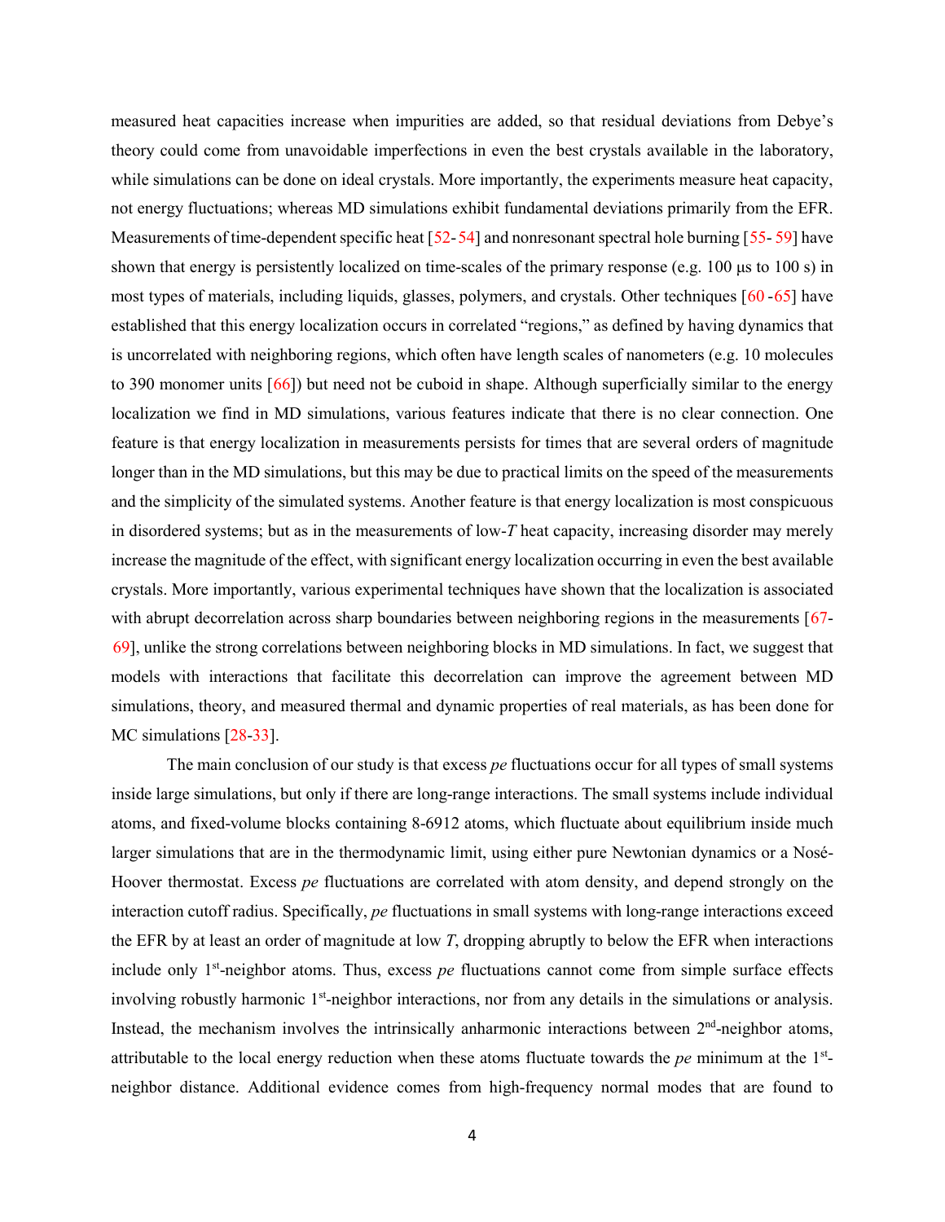measured heat capacities increase when impurities are added, so that residual deviations from Debye's theory could come from unavoidable imperfections in even the best crystals available in the laboratory, while simulations can be done on ideal crystals. More importantly, the experiments measure heat capacity, not energy fluctuations; whereas MD simulations exhibit fundamental deviations primarily from the EFR. Measurements of time-dependent specific heat [52-54] and nonresonant spectral hole burning [55-59] have shown that energy is persistently localized on time-scales of the primary response (e.g. 100 μs to 100 s) in most types of materials, including liquids, glasses, polymers, and crystals. Other techniques [60-65] have established that this energy localization occurs in correlated "regions," as defined by having dynamics that is uncorrelated with neighboring regions, which often have length scales of nanometers (e.g. 10 molecules to 390 monomer units [66]) but need not be cuboid in shape. Although superficially similar to the energy localization we find in MD simulations, various features indicate that there is no clear connection. One feature is that energy localization in measurements persists for times that are several orders of magnitude longer than in the MD simulations, but this may be due to practical limits on the speed of the measurements and the simplicity of the simulated systems. Another feature is that energy localization is most conspicuous in disordered systems; but as in the measurements of low-$T$ heat capacity, increasing disorder may merely increase the magnitude of the effect, with significant energy localization occurring in even the best available crystals. More importantly, various experimental techniques have shown that the localization is associated with abrupt decorrelation across sharp boundaries between neighboring regions in the measurements [67-69], unlike the strong correlations between neighboring blocks in MD simulations. In fact, we suggest that models with interactions that facilitate this decorrelation can improve the agreement between MD simulations, theory, and measured thermal and dynamic properties of real materials, as has been done for MC simulations [28-33].

The main conclusion of our study is that excess *pe* fluctuations occur for all types of small systems inside large simulations, but only if there are long-range interactions. The small systems include individual atoms, and fixed-volume blocks containing 8-6912 atoms, which fluctuate about equilibrium inside much larger simulations that are in the thermodynamic limit, using either pure Newtonian dynamics or a Nosé-Hoover thermostat. Excess *pe* fluctuations are correlated with atom density, and depend strongly on the interaction cutoff radius. Specifically, *pe* fluctuations in small systems with long-range interactions exceed the EFR by at least an order of magnitude at low $T$, dropping abruptly to below the EFR when interactions include only 1$^{st}$-neighbor atoms. Thus, excess *pe* fluctuations cannot come from simple surface effects involving robustly harmonic 1$^{st}$-neighbor interactions, nor from any details in the simulations or analysis. Instead, the mechanism involves the intrinsically anharmonic interactions between 2$^{nd}$-neighbor atoms, attributable to the local energy reduction when these atoms fluctuate towards the *pe* minimum at the 1$^{st}$-neighbor distance. Additional evidence comes from high-frequency normal modes that are found to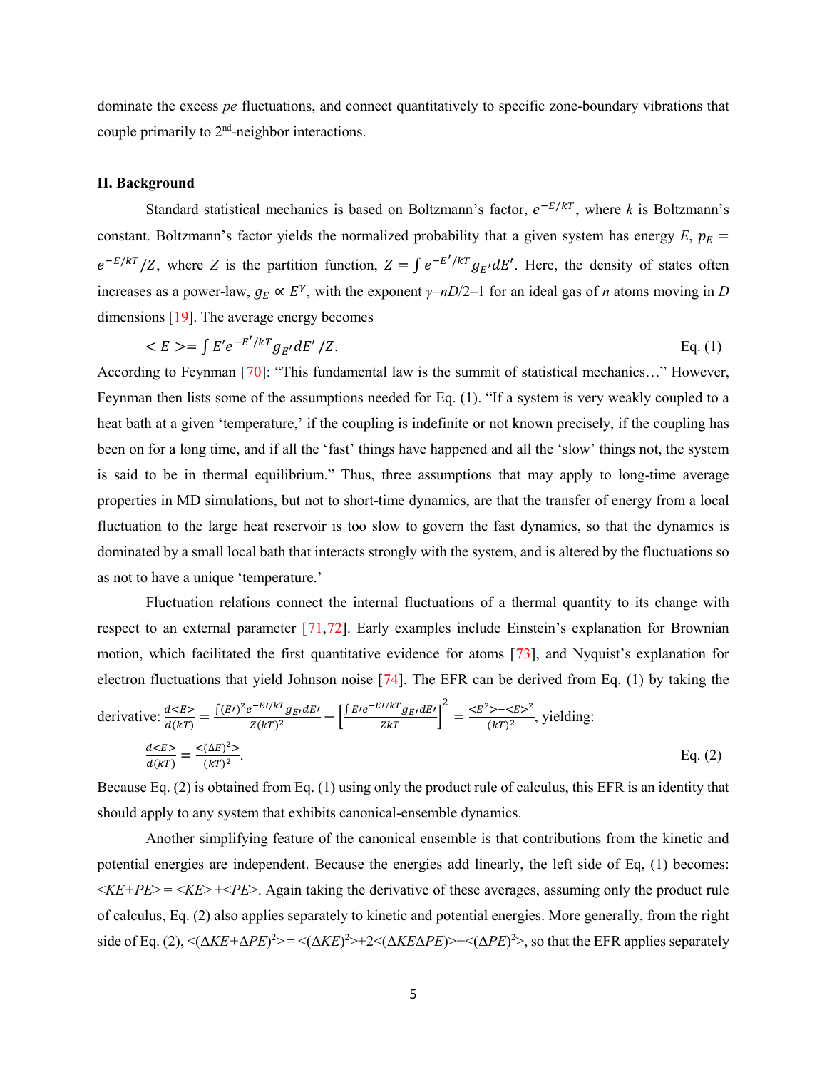dominate the excess *pe* fluctuations, and connect quantitatively to specific zone-boundary vibrations that couple primarily to 2nd-neighbor interactions.

## II. Background

Standard statistical mechanics is based on Boltzmann's factor, $e^{-E/kT}$, where $k$ is Boltzmann's constant. Boltzmann's factor yields the normalized probability that a given system has energy $E$, $p_E = e^{-E/kT}/Z$, where $Z$ is the partition function, $Z = \int e^{-E'/kT} g_{E'} dE'$. Here, the density of states often increases as a power-law, $g_E \propto E^{\gamma}$, with the exponent $\gamma = nD/2-1$ for an ideal gas of $n$ atoms moving in $D$ dimensions [19]. The average energy becomes

$$< E >= \int E' e^{-E'/kT} g_{E'} dE' / Z. \qquad \text{Eq. (1)}$$

According to Feynman [70]: "This fundamental law is the summit of statistical mechanics…" However, Feynman then lists some of the assumptions needed for Eq. (1). "If a system is very weakly coupled to a heat bath at a given 'temperature,' if the coupling is indefinite or not known precisely, if the coupling has been on for a long time, and if all the 'fast' things have happened and all the 'slow' things not, the system is said to be in thermal equilibrium." Thus, three assumptions that may apply to long-time average properties in MD simulations, but not to short-time dynamics, are that the transfer of energy from a local fluctuation to the large heat reservoir is too slow to govern the fast dynamics, so that the dynamics is dominated by a small local bath that interacts strongly with the system, and is altered by the fluctuations so as not to have a unique 'temperature.'

Fluctuation relations connect the internal fluctuations of a thermal quantity to its change with respect to an external parameter [71,72]. Early examples include Einstein's explanation for Brownian motion, which facilitated the first quantitative evidence for atoms [73], and Nyquist's explanation for electron fluctuations that yield Johnson noise [74]. The EFR can be derived from Eq. (1) by taking the derivative: $\frac{d<E>}{d(kT)} = \frac{\int (E')^2 e^{-E'/kT} g_{E'} dE'}{Z(kT)^2} - \left[\frac{\int E' e^{-E'/kT} g_{E'} dE'}{ZkT}\right]^2 = \frac{<E^2> - <E>^2}{(kT)^2}$, yielding:

$$\frac{d<E>}{d(kT)} = \frac{<(\Delta E)^2>}{(kT)^2}. \qquad \text{Eq. (2)}$$

Because Eq. (2) is obtained from Eq. (1) using only the product rule of calculus, this EFR is an identity that should apply to any system that exhibits canonical-ensemble dynamics.

Another simplifying feature of the canonical ensemble is that contributions from the kinetic and potential energies are independent. Because the energies add linearly, the left side of Eq, (1) becomes: $<KE+PE> = <KE> + <PE>$. Again taking the derivative of these averages, assuming only the product rule of calculus, Eq. (2) also applies separately to kinetic and potential energies. More generally, from the right side of Eq. (2), $<(\Delta KE+\Delta PE)^2> = <(\Delta KE)^2> + 2<(\Delta KE \Delta PE)> + <(\Delta PE)^2>$, so that the EFR applies separately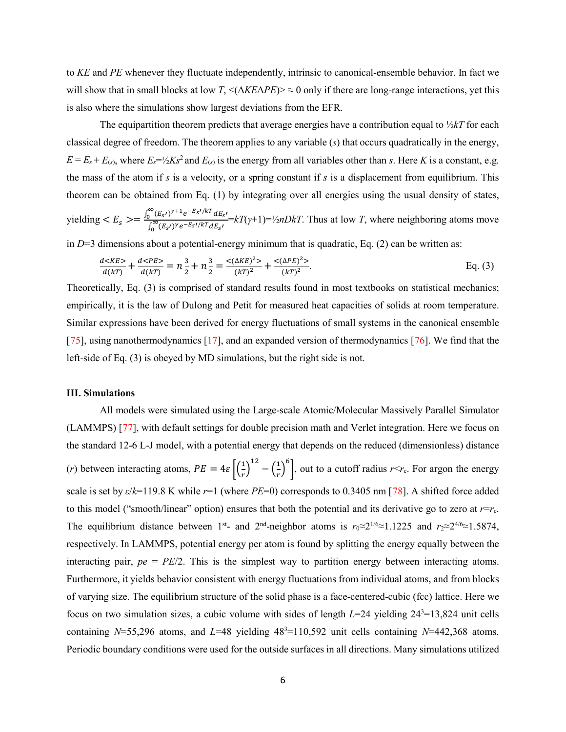to *KE* and *PE* whenever they fluctuate independently, intrinsic to canonical-ensemble behavior. In fact we will show that in small blocks at low *T*, $<(\Delta KE \Delta PE)> \approx 0$ only if there are long-range interactions, yet this is also where the simulations show largest deviations from the EFR.

The equipartition theorem predicts that average energies have a contribution equal to ½*kT* for each classical degree of freedom. The theorem applies to any variable ($s$) that occurs quadratically in the energy, $E = E_s + E_{(s)}$, where $E_s = \frac{1}{2}Ks^2$ and $E_{(s)}$ is the energy from all variables other than $s$. Here $K$ is a constant, e.g. the mass of the atom if $s$ is a velocity, or a spring constant if $s$ is a displacement from equilibrium. This theorem can be obtained from Eq. (1) by integrating over all energies using the usual density of states, yielding $< E_s > = \frac{\int_0^\infty (E_s{'})^{\gamma+1} e^{-E_s{'}/kT} dE_s{'}}{\int_0^\infty (E_s{'})^{\gamma} e^{-E_s{'}/kT} dE_s{'}} = kT(\gamma+1) = \frac{1}{2}nDkT$. Thus at low $T$, where neighboring atoms move in $D$=3 dimensions about a potential-energy minimum that is quadratic, Eq. (2) can be written as:

$$\frac{d<KE>}{d(kT)} + \frac{d<PE>}{d(kT)} = n\frac{3}{2} + n\frac{3}{2} = \frac{<(\Delta KE)^2>}{(kT)^2} + \frac{<(\Delta PE)^2>}{(kT)^2}. \quad \text{Eq. (3)}$$

Theoretically, Eq. (3) is comprised of standard results found in most textbooks on statistical mechanics; empirically, it is the law of Dulong and Petit for measured heat capacities of solids at room temperature. Similar expressions have been derived for energy fluctuations of small systems in the canonical ensemble [75], using nanothermodynamics [17], and an expanded version of thermodynamics [76]. We find that the left-side of Eq. (3) is obeyed by MD simulations, but the right side is not.

### III. Simulations

All models were simulated using the Large-scale Atomic/Molecular Massively Parallel Simulator (LAMMPS) [77], with default settings for double precision math and Verlet integration. Here we focus on the standard 12-6 L-J model, with a potential energy that depends on the reduced (dimensionless) distance ($r$) between interacting atoms, $PE = 4\varepsilon\left[\left(\frac{1}{r}\right)^{12} - \left(\frac{1}{r}\right)^{6}\right]$, out to a cutoff radius $r<r_c$. For argon the energy scale is set by $\varepsilon/k$=119.8 K while $r$=1 (where $PE$=0) corresponds to 0.3405 nm [78]. A shifted force added to this model ("smooth/linear" option) ensures that both the potential and its derivative go to zero at $r=r_c$. The equilibrium distance between 1st- and 2nd-neighbor atoms is $r_0 \approx 2^{1/6} \approx 1.1225$ and $r_2 \approx 2^{4/6} \approx 1.5874$, respectively. In LAMMPS, potential energy per atom is found by splitting the energy equally between the interacting pair, $pe = PE/2$. This is the simplest way to partition energy between interacting atoms. Furthermore, it yields behavior consistent with energy fluctuations from individual atoms, and from blocks of varying size. The equilibrium structure of the solid phase is a face-centered-cubic (fcc) lattice. Here we focus on two simulation sizes, a cubic volume with sides of length $L$=24 yielding $24^3$=13,824 unit cells containing $N$=55,296 atoms, and $L$=48 yielding $48^3$=110,592 unit cells containing $N$=442,368 atoms. Periodic boundary conditions were used for the outside surfaces in all directions. Many simulations utilized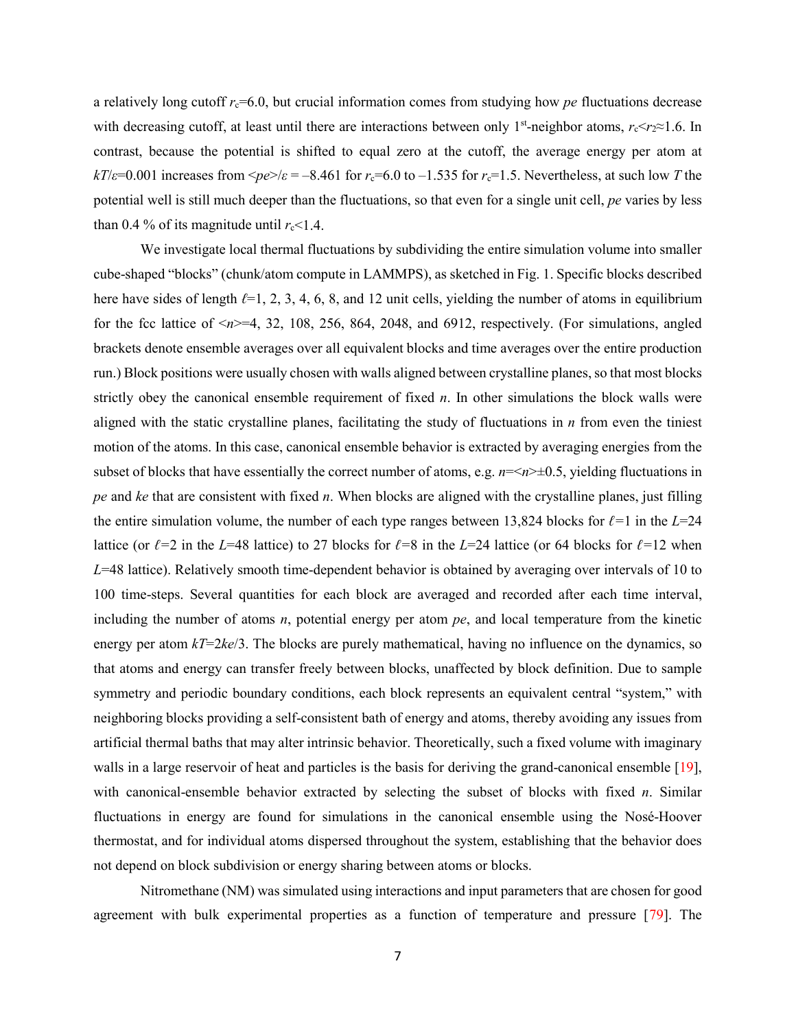a relatively long cutoff $r_c$=6.0, but crucial information comes from studying how *pe* fluctuations decrease with decreasing cutoff, at least until there are interactions between only 1st-neighbor atoms, $r_c$<$r_2$≈1.6. In contrast, because the potential is shifted to equal zero at the cutoff, the average energy per atom at $kT/\varepsilon$=0.001 increases from $\langle pe\rangle/\varepsilon$ = –8.461 for $r_c$=6.0 to –1.535 for $r_c$=1.5. Nevertheless, at such low *T* the potential well is still much deeper than the fluctuations, so that even for a single unit cell, *pe* varies by less than 0.4 % of its magnitude until $r_c$<1.4.

We investigate local thermal fluctuations by subdividing the entire simulation volume into smaller cube-shaped "blocks" (chunk/atom compute in LAMMPS), as sketched in Fig. 1. Specific blocks described here have sides of length $\ell$=1, 2, 3, 4, 6, 8, and 12 unit cells, yielding the number of atoms in equilibrium for the fcc lattice of $\langle n\rangle$=4, 32, 108, 256, 864, 2048, and 6912, respectively. (For simulations, angled brackets denote ensemble averages over all equivalent blocks and time averages over the entire production run.) Block positions were usually chosen with walls aligned between crystalline planes, so that most blocks strictly obey the canonical ensemble requirement of fixed *n*. In other simulations the block walls were aligned with the static crystalline planes, facilitating the study of fluctuations in *n* from even the tiniest motion of the atoms. In this case, canonical ensemble behavior is extracted by averaging energies from the subset of blocks that have essentially the correct number of atoms, e.g. $n=\langle n\rangle\pm0.5$, yielding fluctuations in *pe* and *ke* that are consistent with fixed *n*. When blocks are aligned with the crystalline planes, just filling the entire simulation volume, the number of each type ranges between 13,824 blocks for $\ell$=1 in the *L*=24 lattice (or $\ell$=2 in the *L*=48 lattice) to 27 blocks for $\ell$=8 in the *L*=24 lattice (or 64 blocks for $\ell$=12 when *L*=48 lattice). Relatively smooth time-dependent behavior is obtained by averaging over intervals of 10 to 100 time-steps. Several quantities for each block are averaged and recorded after each time interval, including the number of atoms *n*, potential energy per atom *pe*, and local temperature from the kinetic energy per atom $kT$=2*ke*/3. The blocks are purely mathematical, having no influence on the dynamics, so that atoms and energy can transfer freely between blocks, unaffected by block definition. Due to sample symmetry and periodic boundary conditions, each block represents an equivalent central "system," with neighboring blocks providing a self-consistent bath of energy and atoms, thereby avoiding any issues from artificial thermal baths that may alter intrinsic behavior. Theoretically, such a fixed volume with imaginary walls in a large reservoir of heat and particles is the basis for deriving the grand-canonical ensemble [19], with canonical-ensemble behavior extracted by selecting the subset of blocks with fixed *n*. Similar fluctuations in energy are found for simulations in the canonical ensemble using the Nosé-Hoover thermostat, and for individual atoms dispersed throughout the system, establishing that the behavior does not depend on block subdivision or energy sharing between atoms or blocks.

Nitromethane (NM) was simulated using interactions and input parameters that are chosen for good agreement with bulk experimental properties as a function of temperature and pressure [79]. The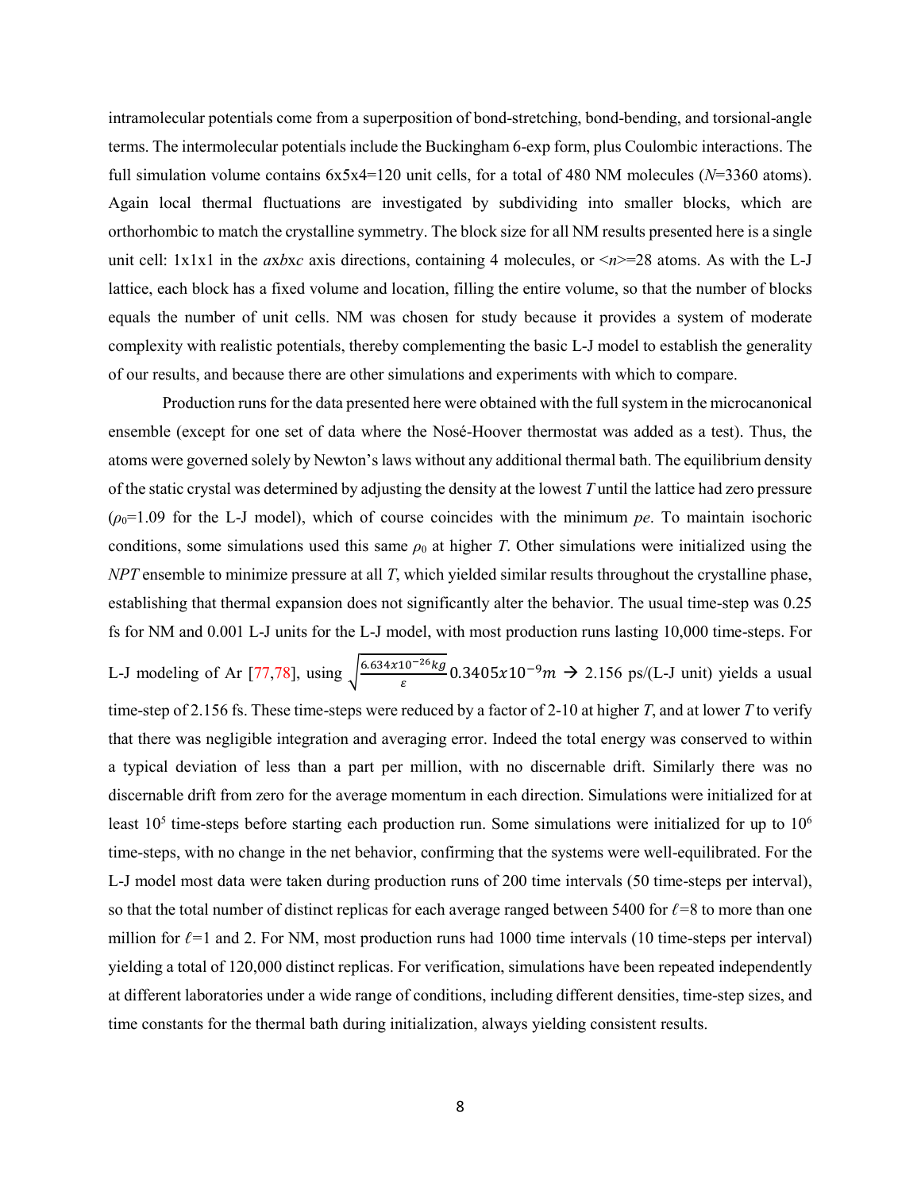intramolecular potentials come from a superposition of bond-stretching, bond-bending, and torsional-angle terms. The intermolecular potentials include the Buckingham 6-exp form, plus Coulombic interactions. The full simulation volume contains 6x5x4=120 unit cells, for a total of 480 NM molecules ($N$=3360 atoms). Again local thermal fluctuations are investigated by subdividing into smaller blocks, which are orthorhombic to match the crystalline symmetry. The block size for all NM results presented here is a single unit cell: 1x1x1 in the $a$x$b$x$c$ axis directions, containing 4 molecules, or $\langle n \rangle$=28 atoms. As with the L-J lattice, each block has a fixed volume and location, filling the entire volume, so that the number of blocks equals the number of unit cells. NM was chosen for study because it provides a system of moderate complexity with realistic potentials, thereby complementing the basic L-J model to establish the generality of our results, and because there are other simulations and experiments with which to compare.

Production runs for the data presented here were obtained with the full system in the microcanonical ensemble (except for one set of data where the Nosé-Hoover thermostat was added as a test). Thus, the atoms were governed solely by Newton's laws without any additional thermal bath. The equilibrium density of the static crystal was determined by adjusting the density at the lowest $T$ until the lattice had zero pressure ($\rho_0$=1.09 for the L-J model), which of course coincides with the minimum $pe$. To maintain isochoric conditions, some simulations used this same $\rho_0$ at higher $T$. Other simulations were initialized using the $NPT$ ensemble to minimize pressure at all $T$, which yielded similar results throughout the crystalline phase, establishing that thermal expansion does not significantly alter the behavior. The usual time-step was 0.25 fs for NM and 0.001 L-J units for the L-J model, with most production runs lasting 10,000 time-steps. For L-J modeling of Ar [77,78], using $\sqrt{\frac{6.634x10^{-26}kg}{\varepsilon}}0.3405x10^{-9}m$ → 2.156 ps/(L-J unit) yields a usual time-step of 2.156 fs. These time-steps were reduced by a factor of 2-10 at higher $T$, and at lower $T$ to verify that there was negligible integration and averaging error. Indeed the total energy was conserved to within a typical deviation of less than a part per million, with no discernable drift. Similarly there was no discernable drift from zero for the average momentum in each direction. Simulations were initialized for at least $10^5$ time-steps before starting each production run. Some simulations were initialized for up to $10^6$ time-steps, with no change in the net behavior, confirming that the systems were well-equilibrated. For the L-J model most data were taken during production runs of 200 time intervals (50 time-steps per interval), so that the total number of distinct replicas for each average ranged between 5400 for $\ell$=8 to more than one million for $\ell$=1 and 2. For NM, most production runs had 1000 time intervals (10 time-steps per interval) yielding a total of 120,000 distinct replicas. For verification, simulations have been repeated independently at different laboratories under a wide range of conditions, including different densities, time-step sizes, and time constants for the thermal bath during initialization, always yielding consistent results.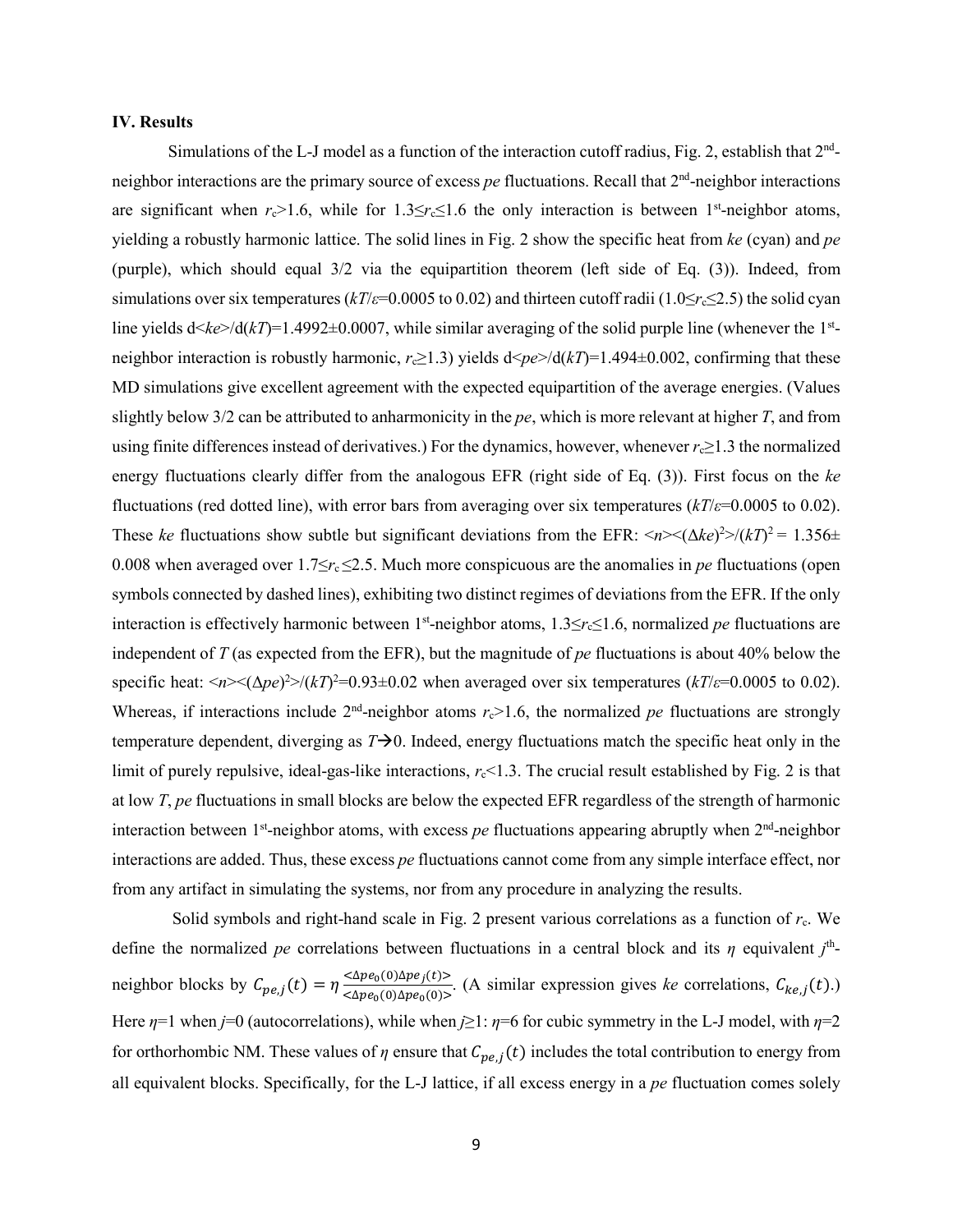### IV. Results

Simulations of the L-J model as a function of the interaction cutoff radius, Fig. 2, establish that $2^{nd}$-neighbor interactions are the primary source of excess *pe* fluctuations. Recall that $2^{nd}$-neighbor interactions are significant when $r_c>1.6$, while for $1.3\leq r_c\leq 1.6$ the only interaction is between $1^{st}$-neighbor atoms, yielding a robustly harmonic lattice. The solid lines in Fig. 2 show the specific heat from *ke* (cyan) and *pe* (purple), which should equal 3/2 via the equipartition theorem (left side of Eq. (3)). Indeed, from simulations over six temperatures ($kT/\varepsilon$=0.0005 to 0.02) and thirteen cutoff radii ($1.0\leq r_c\leq 2.5$) the solid cyan line yields $d\langle ke\rangle/d(kT)=1.4992\pm0.0007$, while similar averaging of the solid purple line (whenever the $1^{st}$-neighbor interaction is robustly harmonic, $r_c\geq1.3$) yields $d\langle pe\rangle/d(kT)=1.494\pm0.002$, confirming that these MD simulations give excellent agreement with the expected equipartition of the average energies. (Values slightly below 3/2 can be attributed to anharmonicity in the *pe*, which is more relevant at higher *T*, and from using finite differences instead of derivatives.) For the dynamics, however, whenever $r_c\geq1.3$ the normalized energy fluctuations clearly differ from the analogous EFR (right side of Eq. (3)). First focus on the *ke* fluctuations (red dotted line), with error bars from averaging over six temperatures ($kT/\varepsilon$=0.0005 to 0.02). These *ke* fluctuations show subtle but significant deviations from the EFR: $\langle n\rangle\langle(\Delta ke)^2\rangle/(kT)^2 = 1.356\pm0.008$ when averaged over $1.7\leq r_c\leq2.5$. Much more conspicuous are the anomalies in *pe* fluctuations (open symbols connected by dashed lines), exhibiting two distinct regimes of deviations from the EFR. If the only interaction is effectively harmonic between $1^{st}$-neighbor atoms, $1.3\leq r_c\leq1.6$, normalized *pe* fluctuations are independent of *T* (as expected from the EFR), but the magnitude of *pe* fluctuations is about 40% below the specific heat: $\langle n\rangle\langle(\Delta pe)^2\rangle/(kT)^2=0.93\pm0.02$ when averaged over six temperatures ($kT/\varepsilon$=0.0005 to 0.02). Whereas, if interactions include $2^{nd}$-neighbor atoms $r_c>1.6$, the normalized *pe* fluctuations are strongly temperature dependent, diverging as $T\rightarrow0$. Indeed, energy fluctuations match the specific heat only in the limit of purely repulsive, ideal-gas-like interactions, $r_c<1.3$. The crucial result established by Fig. 2 is that at low *T*, *pe* fluctuations in small blocks are below the expected EFR regardless of the strength of harmonic interaction between $1^{st}$-neighbor atoms, with excess *pe* fluctuations appearing abruptly when $2^{nd}$-neighbor interactions are added. Thus, these excess *pe* fluctuations cannot come from any simple interface effect, nor from any artifact in simulating the systems, nor from any procedure in analyzing the results.

Solid symbols and right-hand scale in Fig. 2 present various correlations as a function of $r_c$. We define the normalized *pe* correlations between fluctuations in a central block and its $\eta$ equivalent $j^{th}$-neighbor blocks by $C_{pe,j}(t)=\eta\frac{\langle\Delta pe_0(0)\Delta pe_j(t)\rangle}{\langle\Delta pe_0(0)\Delta pe_0(0)\rangle}$. (A similar expression gives *ke* correlations, $C_{ke,j}(t)$.) Here $\eta$=1 when $j$=0 (autocorrelations), while when $j\geq1$: $\eta$=6 for cubic symmetry in the L-J model, with $\eta$=2 for orthorhombic NM. These values of $\eta$ ensure that $C_{pe,j}(t)$ includes the total contribution to energy from all equivalent blocks. Specifically, for the L-J lattice, if all excess energy in a *pe* fluctuation comes solely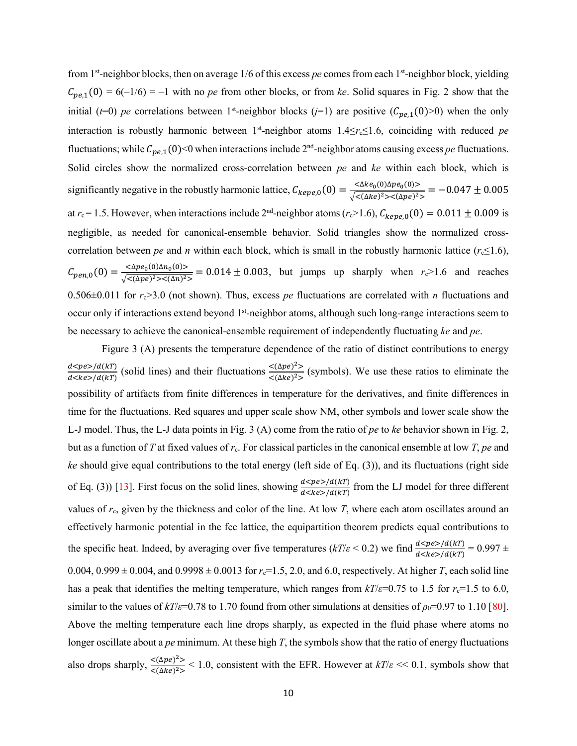from 1st-neighbor blocks, then on average 1/6 of this excess *pe* comes from each 1st-neighbor block, yielding $C_{pe,1}(0) = 6(-1/6) = -1$ with no *pe* from other blocks, or from *ke*. Solid squares in Fig. 2 show that the initial ($t$=0) *pe* correlations between 1st-neighbor blocks ($j$=1) are positive ($C_{pe,1}(0)>0$) when the only interaction is robustly harmonic between 1st-neighbor atoms $1.4 \leq r_c \leq 1.6$, coinciding with reduced *pe* fluctuations; while $C_{pe,1}(0)<0$ when interactions include 2nd-neighbor atoms causing excess *pe* fluctuations. Solid circles show the normalized cross-correlation between *pe* and *ke* within each block, which is significantly negative in the robustly harmonic lattice, $C_{kepe,0}(0) = \frac{<\Delta ke_0(0)\Delta pe_0(0)>}{\sqrt{<(\Delta ke)^2><(\Delta pe)^2>}} = -0.047 \pm 0.005$ at $r_c = 1.5$. However, when interactions include 2nd-neighbor atoms ($r_c>1.6$), $C_{kepe,0}(0) = 0.011 \pm 0.009$ is negligible, as needed for canonical-ensemble behavior. Solid triangles show the normalized cross-correlation between *pe* and *n* within each block, which is small in the robustly harmonic lattice ($r_c \leq 1.6$), $C_{pen,0}(0) = \frac{<\Delta pe_0(0)\Delta n_0(0)>}{\sqrt{<(\Delta pe)^2><(\Delta n)^2>}} = 0.014 \pm 0.003$, but jumps up sharply when $r_c>1.6$ and reaches $0.506 \pm 0.011$ for $r_c>3.0$ (not shown). Thus, excess *pe* fluctuations are correlated with *n* fluctuations and occur only if interactions extend beyond 1st-neighbor atoms, although such long-range interactions seem to be necessary to achieve the canonical-ensemble requirement of independently fluctuating *ke* and *pe*.

Figure 3 (A) presents the temperature dependence of the ratio of distinct contributions to energy $\frac{d<pe>/d(kT)}{d<ke>/d(kT)}$ (solid lines) and their fluctuations $\frac{<(\Delta pe)^2>}{<(\Delta ke)^2>}$ (symbols). We use these ratios to eliminate the possibility of artifacts from finite differences in temperature for the derivatives, and finite differences in time for the fluctuations. Red squares and upper scale show NM, other symbols and lower scale show the L-J model. Thus, the L-J data points in Fig. 3 (A) come from the ratio of *pe* to *ke* behavior shown in Fig. 2, but as a function of $T$ at fixed values of $r_c$. For classical particles in the canonical ensemble at low $T$, *pe* and *ke* should give equal contributions to the total energy (left side of Eq. (3)), and its fluctuations (right side of Eq. (3)) [13]. First focus on the solid lines, showing $\frac{d<pe>/d(kT)}{d<ke>/d(kT)}$ from the LJ model for three different values of $r_c$, given by the thickness and color of the line. At low $T$, where each atom oscillates around an effectively harmonic potential in the fcc lattice, the equipartition theorem predicts equal contributions to the specific heat. Indeed, by averaging over five temperatures ($kT/\varepsilon < 0.2$) we find $\frac{d<pe>/d(kT)}{d<ke>/d(kT)} = 0.997 \pm 0.004$, $0.999 \pm 0.004$, and $0.9998 \pm 0.0013$ for $r_c$=1.5, 2.0, and 6.0, respectively. At higher $T$, each solid line has a peak that identifies the melting temperature, which ranges from $kT/\varepsilon$=0.75 to 1.5 for $r_c$=1.5 to 6.0, similar to the values of $kT/\varepsilon$=0.78 to 1.70 found from other simulations at densities of $\rho_0$=0.97 to 1.10 [80]. Above the melting temperature each line drops sharply, as expected in the fluid phase where atoms no longer oscillate about a *pe* minimum. At these high $T$, the symbols show that the ratio of energy fluctuations also drops sharply, $\frac{<(\Delta pe)^2>}{<(\Delta ke)^2>} < 1.0$, consistent with the EFR. However at $kT/\varepsilon << 0.1$, symbols show that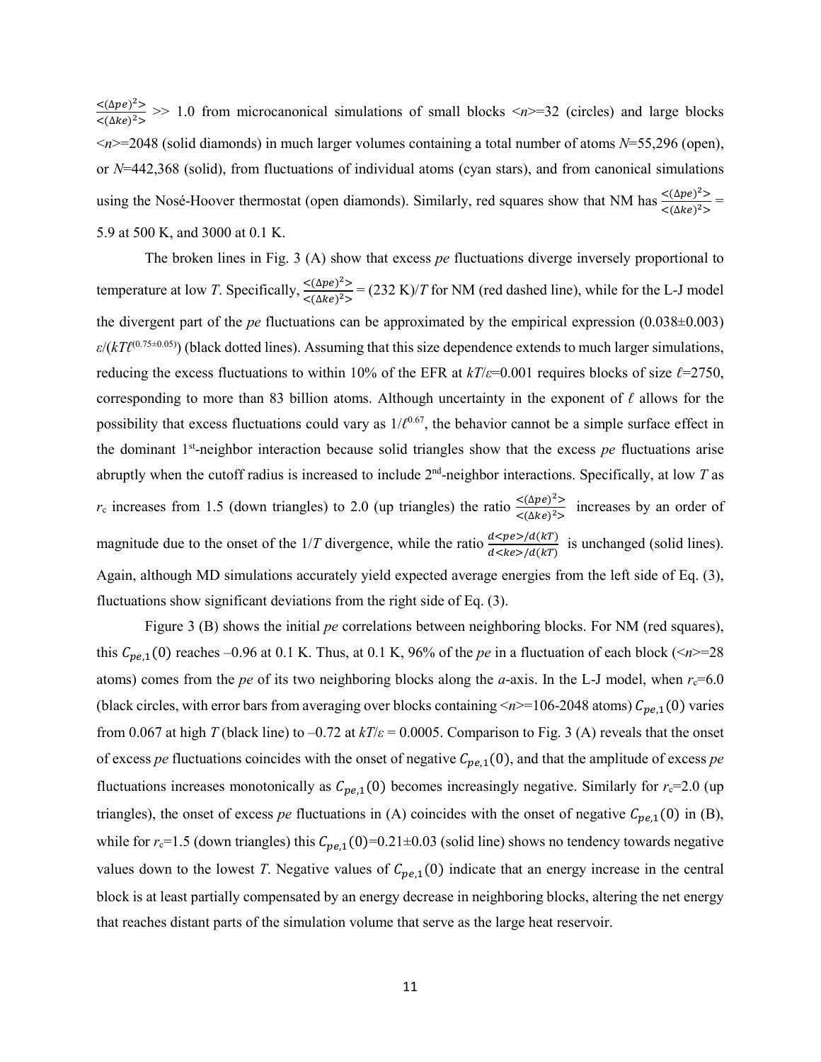$\frac{<(\Delta pe)^2>}{<(\Delta ke)^2>}$ >> 1.0 from microcanonical simulations of small blocks $<n>$=32 (circles) and large blocks $<n>$=2048 (solid diamonds) in much larger volumes containing a total number of atoms $N$=55,296 (open), or $N$=442,368 (solid), from fluctuations of individual atoms (cyan stars), and from canonical simulations using the Nosé-Hoover thermostat (open diamonds). Similarly, red squares show that NM has $\frac{<(\Delta pe)^2>}{<(\Delta ke)^2>}$ = 5.9 at 500 K, and 3000 at 0.1 K.

The broken lines in Fig. 3 (A) show that excess *pe* fluctuations diverge inversely proportional to temperature at low *T*. Specifically, $\frac{<(\Delta pe)^2>}{<(\Delta ke)^2>}$ = (232 K)/$T$ for NM (red dashed line), while for the L-J model the divergent part of the *pe* fluctuations can be approximated by the empirical expression (0.038±0.003) $\varepsilon/(kT\ell^{(0.75\pm0.05)})$ (black dotted lines). Assuming that this size dependence extends to much larger simulations, reducing the excess fluctuations to within 10% of the EFR at $kT/\varepsilon$=0.001 requires blocks of size $\ell$=2750, corresponding to more than 83 billion atoms. Although uncertainty in the exponent of $\ell$ allows for the possibility that excess fluctuations could vary as $1/\ell^{0.67}$, the behavior cannot be a simple surface effect in the dominant 1st-neighbor interaction because solid triangles show that the excess *pe* fluctuations arise abruptly when the cutoff radius is increased to include 2nd-neighbor interactions. Specifically, at low *T* as $r_c$ increases from 1.5 (down triangles) to 2.0 (up triangles) the ratio $\frac{<(\Delta pe)^2>}{<(\Delta ke)^2>}$ increases by an order of magnitude due to the onset of the $1/T$ divergence, while the ratio $\frac{d<pe>/d(kT)}{d<ke>/d(kT)}$ is unchanged (solid lines). Again, although MD simulations accurately yield expected average energies from the left side of Eq. (3), fluctuations show significant deviations from the right side of Eq. (3).

Figure 3 (B) shows the initial *pe* correlations between neighboring blocks. For NM (red squares), this $C_{pe,1}(0)$ reaches –0.96 at 0.1 K. Thus, at 0.1 K, 96% of the *pe* in a fluctuation of each block ($<n>$=28 atoms) comes from the *pe* of its two neighboring blocks along the *a*-axis. In the L-J model, when $r_c$=6.0 (black circles, with error bars from averaging over blocks containing $<n>$=106-2048 atoms) $C_{pe,1}(0)$ varies from 0.067 at high *T* (black line) to –0.72 at $kT/\varepsilon$ = 0.0005. Comparison to Fig. 3 (A) reveals that the onset of excess *pe* fluctuations coincides with the onset of negative $C_{pe,1}(0)$, and that the amplitude of excess *pe* fluctuations increases monotonically as $C_{pe,1}(0)$ becomes increasingly negative. Similarly for $r_c$=2.0 (up triangles), the onset of excess *pe* fluctuations in (A) coincides with the onset of negative $C_{pe,1}(0)$ in (B), while for $r_c$=1.5 (down triangles) this $C_{pe,1}(0)$=0.21±0.03 (solid line) shows no tendency towards negative values down to the lowest *T*. Negative values of $C_{pe,1}(0)$ indicate that an energy increase in the central block is at least partially compensated by an energy decrease in neighboring blocks, altering the net energy that reaches distant parts of the simulation volume that serve as the large heat reservoir.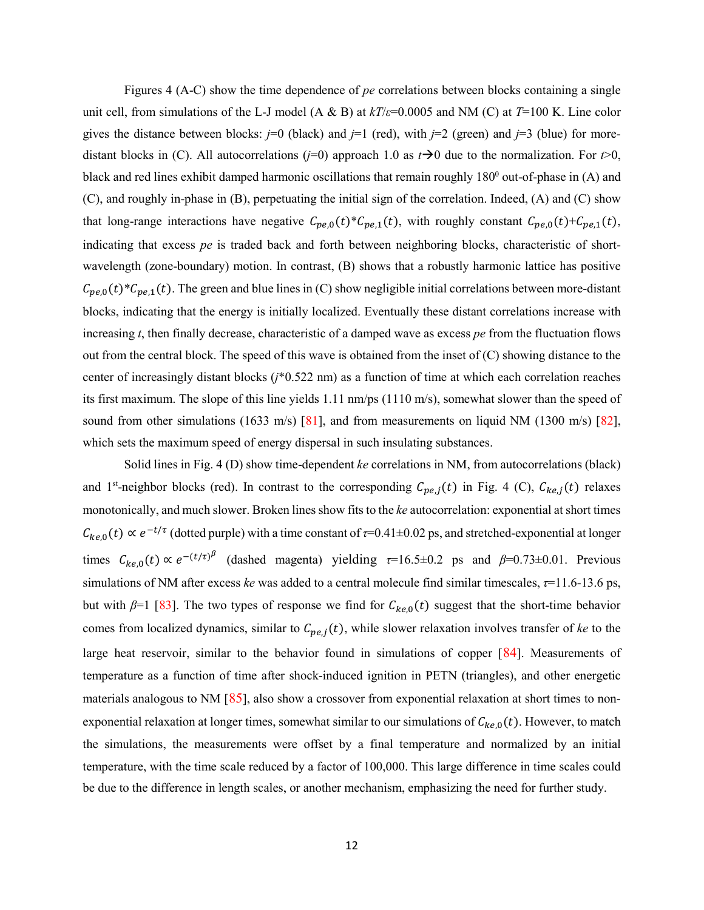Figures 4 (A-C) show the time dependence of *pe* correlations between blocks containing a single unit cell, from simulations of the L-J model (A & B) at $kT/\varepsilon$=0.0005 and NM (C) at $T$=100 K. Line color gives the distance between blocks: $j$=0 (black) and $j$=1 (red), with $j$=2 (green) and $j$=3 (blue) for more-distant blocks in (C). All autocorrelations ($j$=0) approach 1.0 as $t\rightarrow 0$ due to the normalization. For $t$>0, black and red lines exhibit damped harmonic oscillations that remain roughly 180$^0$ out-of-phase in (A) and (C), and roughly in-phase in (B), perpetuating the initial sign of the correlation. Indeed, (A) and (C) show that long-range interactions have negative $C_{pe,0}(t)*C_{pe,1}(t)$, with roughly constant $C_{pe,0}(t)+C_{pe,1}(t)$, indicating that excess *pe* is traded back and forth between neighboring blocks, characteristic of short-wavelength (zone-boundary) motion. In contrast, (B) shows that a robustly harmonic lattice has positive $C_{pe,0}(t)*C_{pe,1}(t)$. The green and blue lines in (C) show negligible initial correlations between more-distant blocks, indicating that the energy is initially localized. Eventually these distant correlations increase with increasing $t$, then finally decrease, characteristic of a damped wave as excess *pe* from the fluctuation flows out from the central block. The speed of this wave is obtained from the inset of (C) showing distance to the center of increasingly distant blocks ($j$*0.522 nm) as a function of time at which each correlation reaches its first maximum. The slope of this line yields 1.11 nm/ps (1110 m/s), somewhat slower than the speed of sound from other simulations (1633 m/s) [81], and from measurements on liquid NM (1300 m/s) [82], which sets the maximum speed of energy dispersal in such insulating substances.

Solid lines in Fig. 4 (D) show time-dependent *ke* correlations in NM, from autocorrelations (black) and 1st-neighbor blocks (red). In contrast to the corresponding $C_{pe,j}(t)$ in Fig. 4 (C), $C_{ke,j}(t)$ relaxes monotonically, and much slower. Broken lines show fits to the *ke* autocorrelation: exponential at short times $C_{ke,0}(t) \propto e^{-t/\tau}$ (dotted purple) with a time constant of $\tau$=0.41±0.02 ps, and stretched-exponential at longer times $C_{ke,0}(t) \propto e^{-(t/\tau)^{\beta}}$ (dashed magenta) yielding $\tau$=16.5±0.2 ps and $\beta$=0.73±0.01. Previous simulations of NM after excess *ke* was added to a central molecule find similar timescales, $\tau$=11.6-13.6 ps, but with $\beta$=1 [83]. The two types of response we find for $C_{ke,0}(t)$ suggest that the short-time behavior comes from localized dynamics, similar to $C_{pe,j}(t)$, while slower relaxation involves transfer of *ke* to the large heat reservoir, similar to the behavior found in simulations of copper [84]. Measurements of temperature as a function of time after shock-induced ignition in PETN (triangles), and other energetic materials analogous to NM [85], also show a crossover from exponential relaxation at short times to non-exponential relaxation at longer times, somewhat similar to our simulations of $C_{ke,0}(t)$. However, to match the simulations, the measurements were offset by a final temperature and normalized by an initial temperature, with the time scale reduced by a factor of 100,000. This large difference in time scales could be due to the difference in length scales, or another mechanism, emphasizing the need for further study.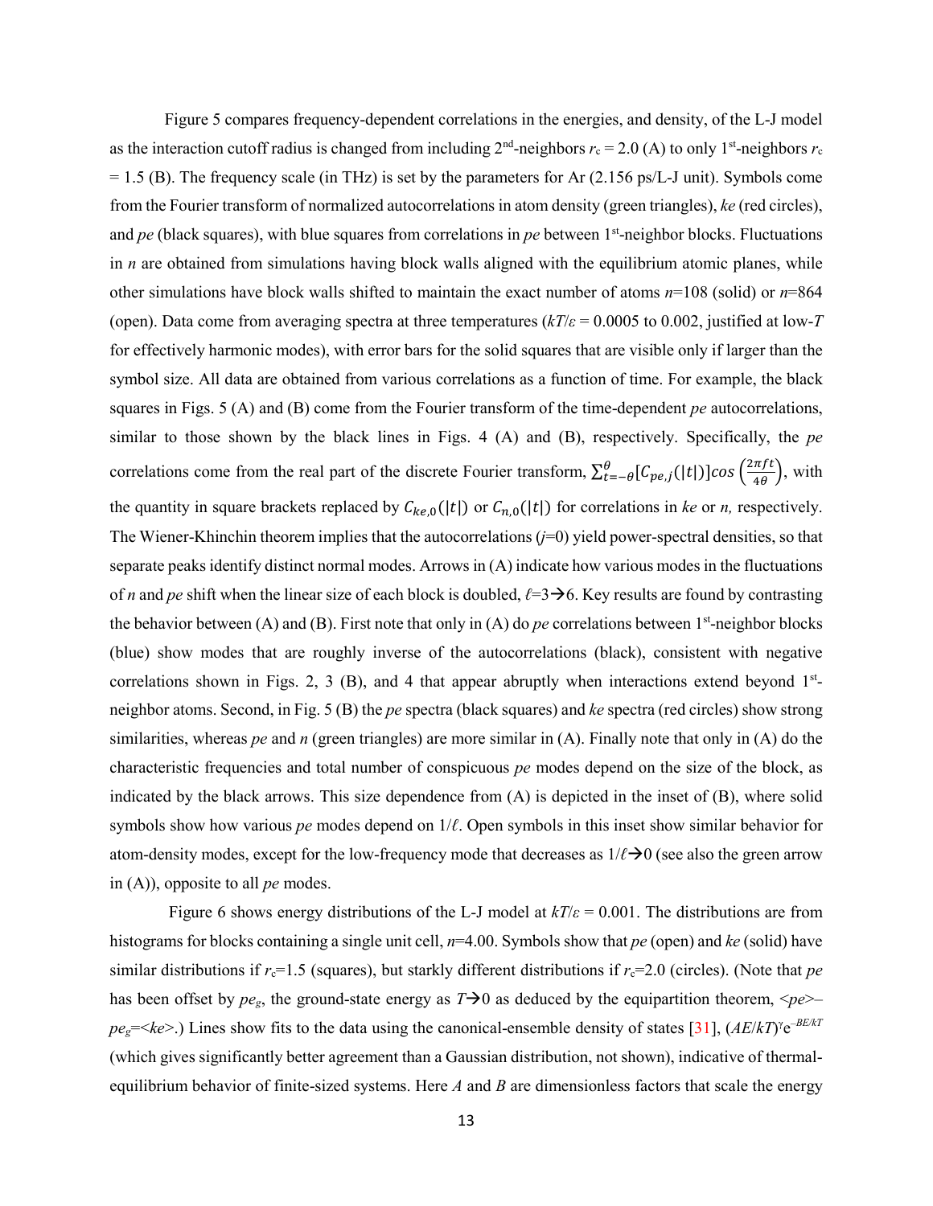Figure 5 compares frequency-dependent correlations in the energies, and density, of the L-J model as the interaction cutoff radius is changed from including 2nd-neighbors $r_c = 2.0$ (A) to only 1st-neighbors $r_c = 1.5$ (B). The frequency scale (in THz) is set by the parameters for Ar (2.156 ps/L-J unit). Symbols come from the Fourier transform of normalized autocorrelations in atom density (green triangles), *ke* (red circles), and *pe* (black squares), with blue squares from correlations in *pe* between 1st-neighbor blocks. Fluctuations in *n* are obtained from simulations having block walls aligned with the equilibrium atomic planes, while other simulations have block walls shifted to maintain the exact number of atoms *n*=108 (solid) or *n*=864 (open). Data come from averaging spectra at three temperatures ($kT/\varepsilon$ = 0.0005 to 0.002, justified at low-*T* for effectively harmonic modes), with error bars for the solid squares that are visible only if larger than the symbol size. All data are obtained from various correlations as a function of time. For example, the black squares in Figs. 5 (A) and (B) come from the Fourier transform of the time-dependent *pe* autocorrelations, similar to those shown by the black lines in Figs. 4 (A) and (B), respectively. Specifically, the *pe* correlations come from the real part of the discrete Fourier transform, $\sum_{t=-\theta}^{\theta}[C_{pe,j}(|t|)]cos\left(\frac{2\pi ft}{4\theta}\right)$, with the quantity in square brackets replaced by $C_{ke,0}(|t|)$ or $C_{n,0}(|t|)$ for correlations in *ke* or *n,* respectively. The Wiener-Khinchin theorem implies that the autocorrelations (*j*=0) yield power-spectral densities, so that separate peaks identify distinct normal modes. Arrows in (A) indicate how various modes in the fluctuations of *n* and *pe* shift when the linear size of each block is doubled, $\ell$=3→6. Key results are found by contrasting the behavior between (A) and (B). First note that only in (A) do *pe* correlations between 1st-neighbor blocks (blue) show modes that are roughly inverse of the autocorrelations (black), consistent with negative correlations shown in Figs. 2, 3 (B), and 4 that appear abruptly when interactions extend beyond 1st-neighbor atoms. Second, in Fig. 5 (B) the *pe* spectra (black squares) and *ke* spectra (red circles) show strong similarities, whereas *pe* and *n* (green triangles) are more similar in (A). Finally note that only in (A) do the characteristic frequencies and total number of conspicuous *pe* modes depend on the size of the block, as indicated by the black arrows. This size dependence from (A) is depicted in the inset of (B), where solid symbols show how various *pe* modes depend on $1/\ell$. Open symbols in this inset show similar behavior for atom-density modes, except for the low-frequency mode that decreases as $1/\ell$→0 (see also the green arrow in (A)), opposite to all *pe* modes.

Figure 6 shows energy distributions of the L-J model at $kT/\varepsilon$ = 0.001. The distributions are from histograms for blocks containing a single unit cell, *n*=4.00. Symbols show that *pe* (open) and *ke* (solid) have similar distributions if $r_c$=1.5 (squares), but starkly different distributions if $r_c$=2.0 (circles). (Note that *pe* has been offset by $pe_g$, the ground-state energy as *T*→0 as deduced by the equipartition theorem, $<pe>-pe_g=<ke>$.) Lines show fits to the data using the canonical-ensemble density of states [31], $(AE/kT)^{\gamma}e^{-BE/kT}$ (which gives significantly better agreement than a Gaussian distribution, not shown), indicative of thermal-equilibrium behavior of finite-sized systems. Here *A* and *B* are dimensionless factors that scale the energy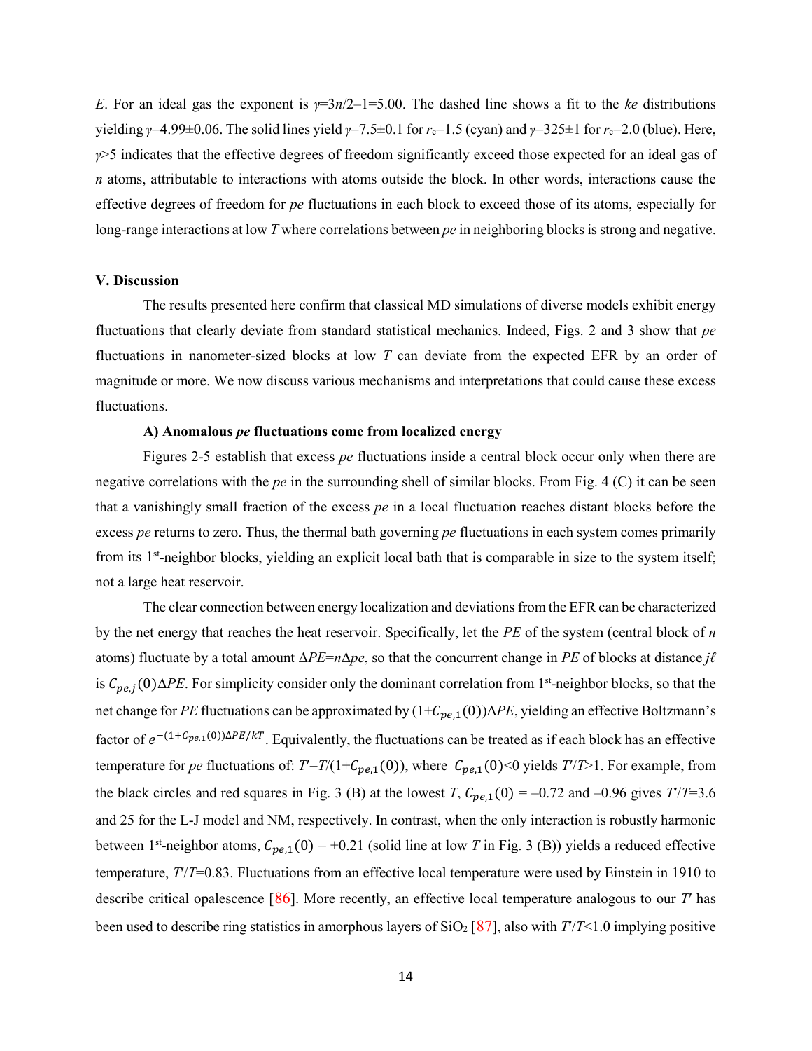*E*. For an ideal gas the exponent is $\gamma=3n/2-1=5.00$. The dashed line shows a fit to the *ke* distributions yielding $\gamma=4.99\pm0.06$. The solid lines yield $\gamma=7.5\pm0.1$ for $r_c=1.5$ (cyan) and $\gamma=325\pm1$ for $r_c=2.0$ (blue). Here, $\gamma>5$ indicates that the effective degrees of freedom significantly exceed those expected for an ideal gas of *n* atoms, attributable to interactions with atoms outside the block. In other words, interactions cause the effective degrees of freedom for *pe* fluctuations in each block to exceed those of its atoms, especially for long-range interactions at low *T* where correlations between *pe* in neighboring blocks is strong and negative.

## V. Discussion

The results presented here confirm that classical MD simulations of diverse models exhibit energy fluctuations that clearly deviate from standard statistical mechanics. Indeed, Figs. 2 and 3 show that *pe* fluctuations in nanometer-sized blocks at low *T* can deviate from the expected EFR by an order of magnitude or more. We now discuss various mechanisms and interpretations that could cause these excess fluctuations.

### A) Anomalous *pe* fluctuations come from localized energy

Figures 2-5 establish that excess *pe* fluctuations inside a central block occur only when there are negative correlations with the *pe* in the surrounding shell of similar blocks. From Fig. 4 (C) it can be seen that a vanishingly small fraction of the excess *pe* in a local fluctuation reaches distant blocks before the excess *pe* returns to zero. Thus, the thermal bath governing *pe* fluctuations in each system comes primarily from its 1st-neighbor blocks, yielding an explicit local bath that is comparable in size to the system itself; not a large heat reservoir.

The clear connection between energy localization and deviations from the EFR can be characterized by the net energy that reaches the heat reservoir. Specifically, let the *PE* of the system (central block of *n* atoms) fluctuate by a total amount $\Delta PE=n\Delta pe$, so that the concurrent change in *PE* of blocks at distance $j\ell$ is $C_{pe,j}(0)\Delta PE$. For simplicity consider only the dominant correlation from 1st-neighbor blocks, so that the net change for *PE* fluctuations can be approximated by $(1+C_{pe,1}(0))\Delta PE$, yielding an effective Boltzmann's factor of $e^{-(1+C_{pe,1}(0))\Delta PE/kT}$. Equivalently, the fluctuations can be treated as if each block has an effective temperature for *pe* fluctuations of: $T'=T/(1+C_{pe,1}(0))$, where $C_{pe,1}(0)<0$ yields $T'/T>1$. For example, from the black circles and red squares in Fig. 3 (B) at the lowest *T*, $C_{pe,1}(0) = -0.72$ and $-0.96$ gives $T'/T=3.6$ and 25 for the L-J model and NM, respectively. In contrast, when the only interaction is robustly harmonic between 1st-neighbor atoms, $C_{pe,1}(0) = +0.21$ (solid line at low *T* in Fig. 3 (B)) yields a reduced effective temperature, $T'/T=0.83$. Fluctuations from an effective local temperature were used by Einstein in 1910 to describe critical opalescence [86]. More recently, an effective local temperature analogous to our $T'$ has been used to describe ring statistics in amorphous layers of $SiO_2$ [87], also with $T'/T<1.0$ implying positive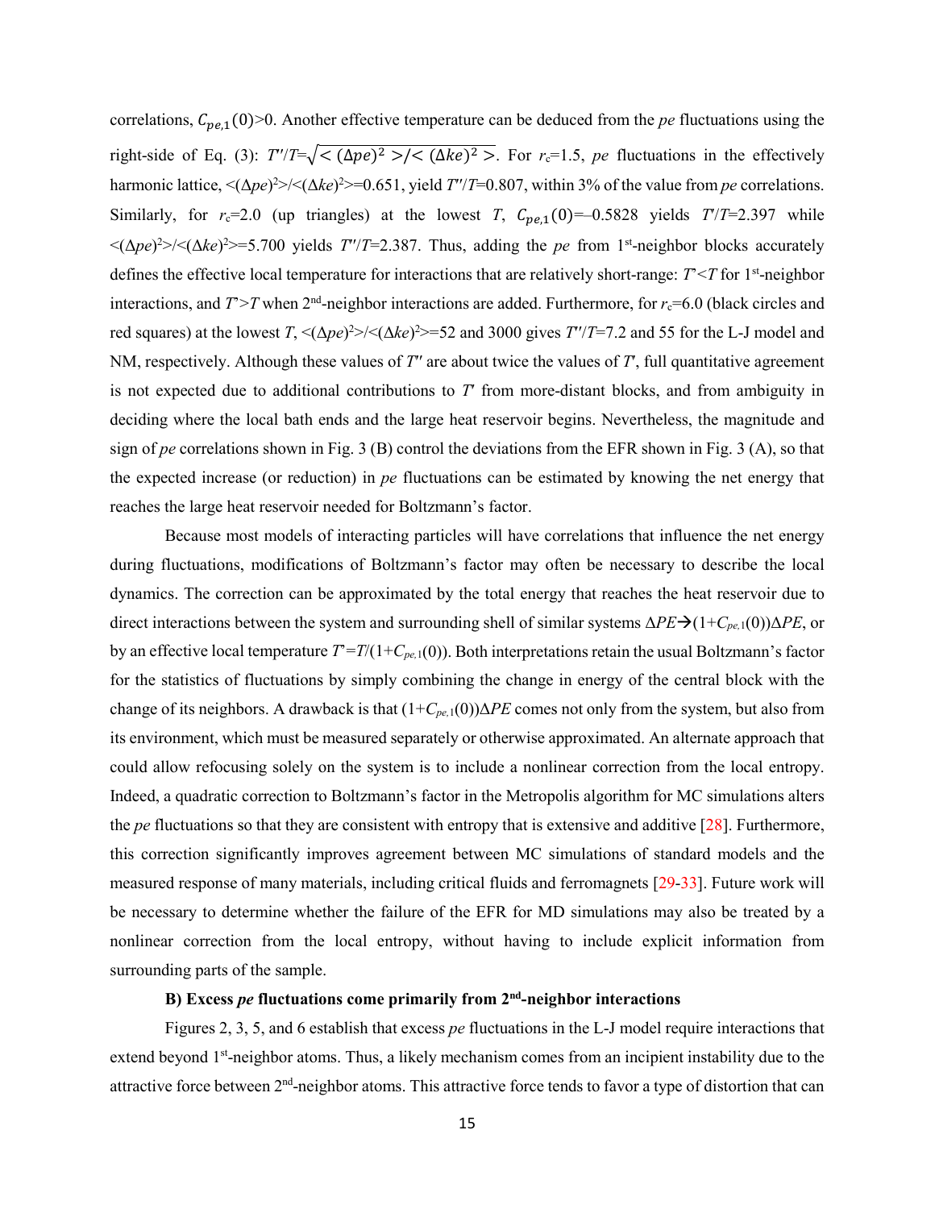correlations, $C_{pe,1}(0)>0$. Another effective temperature can be deduced from the *pe* fluctuations using the right-side of Eq. (3): $T''/T=\sqrt{<(\Delta pe)^2>/<(\Delta ke)^2>}$. For $r_c=1.5$, *pe* fluctuations in the effectively harmonic lattice, $<(\Delta pe)^2>/<(\Delta ke)^2>=0.651$, yield $T''/T=0.807$, within 3% of the value from *pe* correlations. Similarly, for $r_c=2.0$ (up triangles) at the lowest $T$, $C_{pe,1}(0)=-0.5828$ yields $T'/T=2.397$ while $<(\Delta pe)^2>/<(\Delta ke)^2>=5.700$ yields $T''/T=2.387$. Thus, adding the *pe* from 1[st]-neighbor blocks accurately defines the effective local temperature for interactions that are relatively short-range: $T'<T$ for 1[st]-neighbor interactions, and $T'>T$ when 2[nd]-neighbor interactions are added. Furthermore, for $r_c=6.0$ (black circles and red squares) at the lowest $T$, $<(\Delta pe)^2>/<(\Delta ke)^2>=52$ and 3000 gives $T''/T=7.2$ and 55 for the L-J model and NM, respectively. Although these values of $T''$ are about twice the values of $T'$, full quantitative agreement is not expected due to additional contributions to $T'$ from more-distant blocks, and from ambiguity in deciding where the local bath ends and the large heat reservoir begins. Nevertheless, the magnitude and sign of *pe* correlations shown in Fig. 3 (B) control the deviations from the EFR shown in Fig. 3 (A), so that the expected increase (or reduction) in *pe* fluctuations can be estimated by knowing the net energy that reaches the large heat reservoir needed for Boltzmann's factor.

Because most models of interacting particles will have correlations that influence the net energy during fluctuations, modifications of Boltzmann's factor may often be necessary to describe the local dynamics. The correction can be approximated by the total energy that reaches the heat reservoir due to direct interactions between the system and surrounding shell of similar systems $\Delta PE \rightarrow (1+C_{pe,1}(0))\Delta PE$, or by an effective local temperature $T'=T/(1+C_{pe,1}(0))$. Both interpretations retain the usual Boltzmann's factor for the statistics of fluctuations by simply combining the change in energy of the central block with the change of its neighbors. A drawback is that $(1+C_{pe,1}(0))\Delta PE$ comes not only from the system, but also from its environment, which must be measured separately or otherwise approximated. An alternate approach that could allow refocusing solely on the system is to include a nonlinear correction from the local entropy. Indeed, a quadratic correction to Boltzmann's factor in the Metropolis algorithm for MC simulations alters the *pe* fluctuations so that they are consistent with entropy that is extensive and additive [28]. Furthermore, this correction significantly improves agreement between MC simulations of standard models and the measured response of many materials, including critical fluids and ferromagnets [29-33]. Future work will be necessary to determine whether the failure of the EFR for MD simulations may also be treated by a nonlinear correction from the local entropy, without having to include explicit information from surrounding parts of the sample.

### B) Excess *pe* fluctuations come primarily from 2[nd]-neighbor interactions

Figures 2, 3, 5, and 6 establish that excess *pe* fluctuations in the L-J model require interactions that extend beyond 1[st]-neighbor atoms. Thus, a likely mechanism comes from an incipient instability due to the attractive force between 2[nd]-neighbor atoms. This attractive force tends to favor a type of distortion that can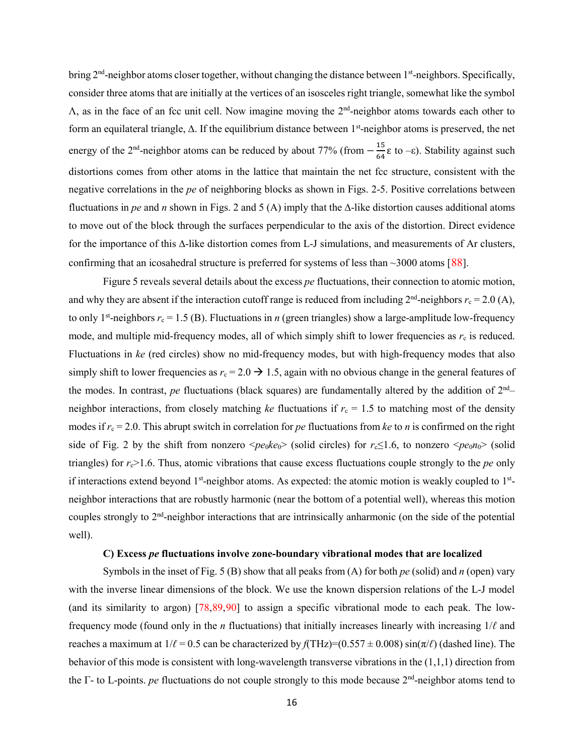bring 2nd-neighbor atoms closer together, without changing the distance between 1st-neighbors. Specifically, consider three atoms that are initially at the vertices of an isosceles right triangle, somewhat like the symbol Λ, as in the face of an fcc unit cell. Now imagine moving the 2nd-neighbor atoms towards each other to form an equilateral triangle, Δ. If the equilibrium distance between 1st-neighbor atoms is preserved, the net energy of the 2nd-neighbor atoms can be reduced by about 77% (from $-\frac{15}{64}\varepsilon$ to $-\varepsilon$). Stability against such distortions comes from other atoms in the lattice that maintain the net fcc structure, consistent with the negative correlations in the *pe* of neighboring blocks as shown in Figs. 2-5. Positive correlations between fluctuations in *pe* and *n* shown in Figs. 2 and 5 (A) imply that the Δ-like distortion causes additional atoms to move out of the block through the surfaces perpendicular to the axis of the distortion. Direct evidence for the importance of this Δ-like distortion comes from L-J simulations, and measurements of Ar clusters, confirming that an icosahedral structure is preferred for systems of less than ~3000 atoms [88].

Figure 5 reveals several details about the excess *pe* fluctuations, their connection to atomic motion, and why they are absent if the interaction cutoff range is reduced from including 2nd-neighbors $r_c = 2.0$ (A), to only 1st-neighbors $r_c = 1.5$ (B). Fluctuations in *n* (green triangles) show a large-amplitude low-frequency mode, and multiple mid-frequency modes, all of which simply shift to lower frequencies as $r_c$ is reduced. Fluctuations in *ke* (red circles) show no mid-frequency modes, but with high-frequency modes that also simply shift to lower frequencies as $r_c = 2.0 \rightarrow 1.5$, again with no obvious change in the general features of the modes. In contrast, *pe* fluctuations (black squares) are fundamentally altered by the addition of 2nd–neighbor interactions, from closely matching *ke* fluctuations if $r_c = 1.5$ to matching most of the density modes if $r_c = 2.0$. This abrupt switch in correlation for *pe* fluctuations from *ke* to *n* is confirmed on the right side of Fig. 2 by the shift from nonzero $\langle pe_0 ke_0 \rangle$ (solid circles) for $r_c \leq 1.6$, to nonzero $\langle pe_0 n_0 \rangle$ (solid triangles) for $r_c > 1.6$. Thus, atomic vibrations that cause excess fluctuations couple strongly to the *pe* only if interactions extend beyond 1st-neighbor atoms. As expected: the atomic motion is weakly coupled to 1st-neighbor interactions that are robustly harmonic (near the bottom of a potential well), whereas this motion couples strongly to 2nd-neighbor interactions that are intrinsically anharmonic (on the side of the potential well).

### C) Excess *pe* fluctuations involve zone-boundary vibrational modes that are localized

Symbols in the inset of Fig. 5 (B) show that all peaks from (A) for both *pe* (solid) and *n* (open) vary with the inverse linear dimensions of the block. We use the known dispersion relations of the L-J model (and its similarity to argon) [78,89,90] to assign a specific vibrational mode to each peak. The low-frequency mode (found only in the *n* fluctuations) that initially increases linearly with increasing $1/\ell$ and reaches a maximum at $1/\ell = 0.5$ can be characterized by $f(\mathrm{THz}) = (0.557 \pm 0.008)\sin(\pi/\ell)$ (dashed line). The behavior of this mode is consistent with long-wavelength transverse vibrations in the (1,1,1) direction from the Γ- to L-points. *pe* fluctuations do not couple strongly to this mode because 2nd-neighbor atoms tend to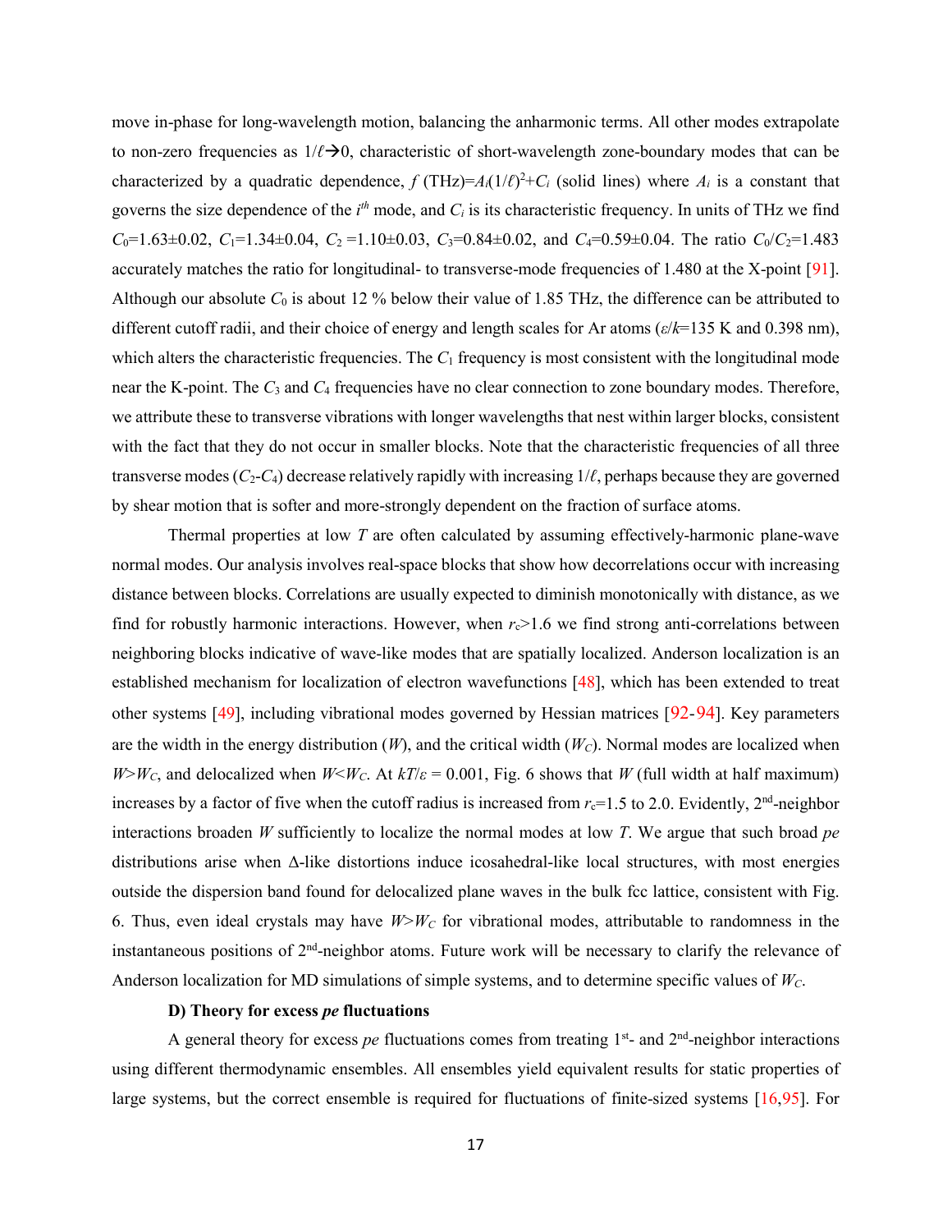move in-phase for long-wavelength motion, balancing the anharmonic terms. All other modes extrapolate to non-zero frequencies as $1/\ell \rightarrow 0$, characteristic of short-wavelength zone-boundary modes that can be characterized by a quadratic dependence, $f$ (THz)$=A_i(1/\ell)^2+C_i$ (solid lines) where $A_i$ is a constant that governs the size dependence of the $i^{th}$ mode, and $C_i$ is its characteristic frequency. In units of THz we find $C_0$=1.63±0.02, $C_1$=1.34±0.04, $C_2$ =1.10±0.03, $C_3$=0.84±0.02, and $C_4$=0.59±0.04. The ratio $C_0/C_2$=1.483 accurately matches the ratio for longitudinal- to transverse-mode frequencies of 1.480 at the X-point [91]. Although our absolute $C_0$ is about 12 % below their value of 1.85 THz, the difference can be attributed to different cutoff radii, and their choice of energy and length scales for Ar atoms ($\varepsilon/k$=135 K and 0.398 nm), which alters the characteristic frequencies. The $C_1$ frequency is most consistent with the longitudinal mode near the K-point. The $C_3$ and $C_4$ frequencies have no clear connection to zone boundary modes. Therefore, we attribute these to transverse vibrations with longer wavelengths that nest within larger blocks, consistent with the fact that they do not occur in smaller blocks. Note that the characteristic frequencies of all three transverse modes ($C_2$-$C_4$) decrease relatively rapidly with increasing $1/\ell$, perhaps because they are governed by shear motion that is softer and more-strongly dependent on the fraction of surface atoms.

Thermal properties at low $T$ are often calculated by assuming effectively-harmonic plane-wave normal modes. Our analysis involves real-space blocks that show how decorrelations occur with increasing distance between blocks. Correlations are usually expected to diminish monotonically with distance, as we find for robustly harmonic interactions. However, when $r_c$>1.6 we find strong anti-correlations between neighboring blocks indicative of wave-like modes that are spatially localized. Anderson localization is an established mechanism for localization of electron wavefunctions [48], which has been extended to treat other systems [49], including vibrational modes governed by Hessian matrices [92-94]. Key parameters are the width in the energy distribution ($W$), and the critical width ($W_C$). Normal modes are localized when $W$>$W_C$, and delocalized when $W$<$W_C$. At $kT/\varepsilon$ = 0.001, Fig. 6 shows that $W$ (full width at half maximum) increases by a factor of five when the cutoff radius is increased from $r_c$=1.5 to 2.0. Evidently, 2nd-neighbor interactions broaden $W$ sufficiently to localize the normal modes at low $T$. We argue that such broad *pe* distributions arise when Δ-like distortions induce icosahedral-like local structures, with most energies outside the dispersion band found for delocalized plane waves in the bulk fcc lattice, consistent with Fig. 6. Thus, even ideal crystals may have $W$>$W_C$ for vibrational modes, attributable to randomness in the instantaneous positions of 2nd-neighbor atoms. Future work will be necessary to clarify the relevance of Anderson localization for MD simulations of simple systems, and to determine specific values of $W_C$.

### D) Theory for excess *pe* fluctuations

A general theory for excess *pe* fluctuations comes from treating 1st- and 2nd-neighbor interactions using different thermodynamic ensembles. All ensembles yield equivalent results for static properties of large systems, but the correct ensemble is required for fluctuations of finite-sized systems [16,95]. For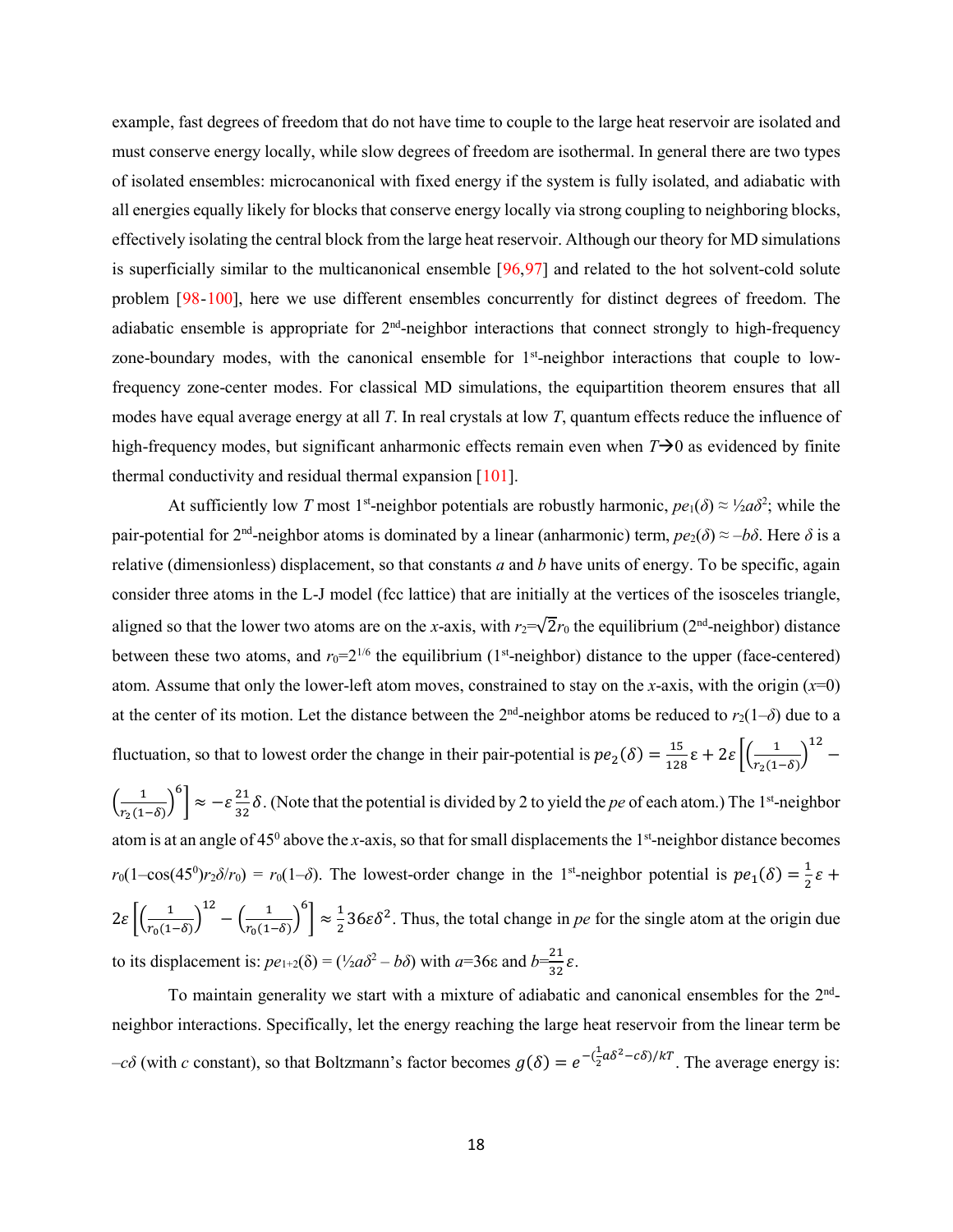example, fast degrees of freedom that do not have time to couple to the large heat reservoir are isolated and must conserve energy locally, while slow degrees of freedom are isothermal. In general there are two types of isolated ensembles: microcanonical with fixed energy if the system is fully isolated, and adiabatic with all energies equally likely for blocks that conserve energy locally via strong coupling to neighboring blocks, effectively isolating the central block from the large heat reservoir. Although our theory for MD simulations is superficially similar to the multicanonical ensemble [96,97] and related to the hot solvent-cold solute problem [98-100], here we use different ensembles concurrently for distinct degrees of freedom. The adiabatic ensemble is appropriate for 2nd-neighbor interactions that connect strongly to high-frequency zone-boundary modes, with the canonical ensemble for 1st-neighbor interactions that couple to low-frequency zone-center modes. For classical MD simulations, the equipartition theorem ensures that all modes have equal average energy at all $T$. In real crystals at low $T$, quantum effects reduce the influence of high-frequency modes, but significant anharmonic effects remain even when $T\rightarrow 0$ as evidenced by finite thermal conductivity and residual thermal expansion [101].

At sufficiently low $T$ most 1st-neighbor potentials are robustly harmonic, $pe_1(\delta) \approx \frac{1}{2}a\delta^2$; while the pair-potential for 2nd-neighbor atoms is dominated by a linear (anharmonic) term, $pe_2(\delta) \approx -b\delta$. Here $\delta$ is a relative (dimensionless) displacement, so that constants $a$ and $b$ have units of energy. To be specific, again consider three atoms in the L-J model (fcc lattice) that are initially at the vertices of the isosceles triangle, aligned so that the lower two atoms are on the $x$-axis, with $r_2=\sqrt{2}r_0$ the equilibrium (2nd-neighbor) distance between these two atoms, and $r_0=2^{1/6}$ the equilibrium (1st-neighbor) distance to the upper (face-centered) atom. Assume that only the lower-left atom moves, constrained to stay on the $x$-axis, with the origin ($x$=0) at the center of its motion. Let the distance between the 2nd-neighbor atoms be reduced to $r_2(1-\delta)$ due to a fluctuation, so that to lowest order the change in their pair-potential is $pe_2(\delta) = \frac{15}{128}\varepsilon + 2\varepsilon\left[\left(\frac{1}{r_2(1-\delta)}\right)^{12} - \left(\frac{1}{r_2(1-\delta)}\right)^{6}\right] \approx -\varepsilon\frac{21}{32}\delta$. (Note that the potential is divided by 2 to yield the $pe$ of each atom.) The 1st-neighbor atom is at an angle of $45^0$ above the $x$-axis, so that for small displacements the 1st-neighbor distance becomes $r_0(1-\cos(45^0)r_2\delta/r_0) = r_0(1-\delta)$. The lowest-order change in the 1st-neighbor potential is $pe_1(\delta) = \frac{1}{2}\varepsilon + 2\varepsilon\left[\left(\frac{1}{r_0(1-\delta)}\right)^{12} - \left(\frac{1}{r_0(1-\delta)}\right)^{6}\right] \approx \frac{1}{2}36\varepsilon\delta^2$. Thus, the total change in $pe$ for the single atom at the origin due to its displacement is: $pe_{1+2}(\delta) = (\frac{1}{2}a\delta^2 - b\delta)$ with $a$=36ε and $b=\frac{21}{32}\varepsilon$.

To maintain generality we start with a mixture of adiabatic and canonical ensembles for the 2nd-neighbor interactions. Specifically, let the energy reaching the large heat reservoir from the linear term be $-c\delta$ (with $c$ constant), so that Boltzmann's factor becomes $g(\delta) = e^{-(\frac{1}{2}a\delta^2 - c\delta)/kT}$. The average energy is: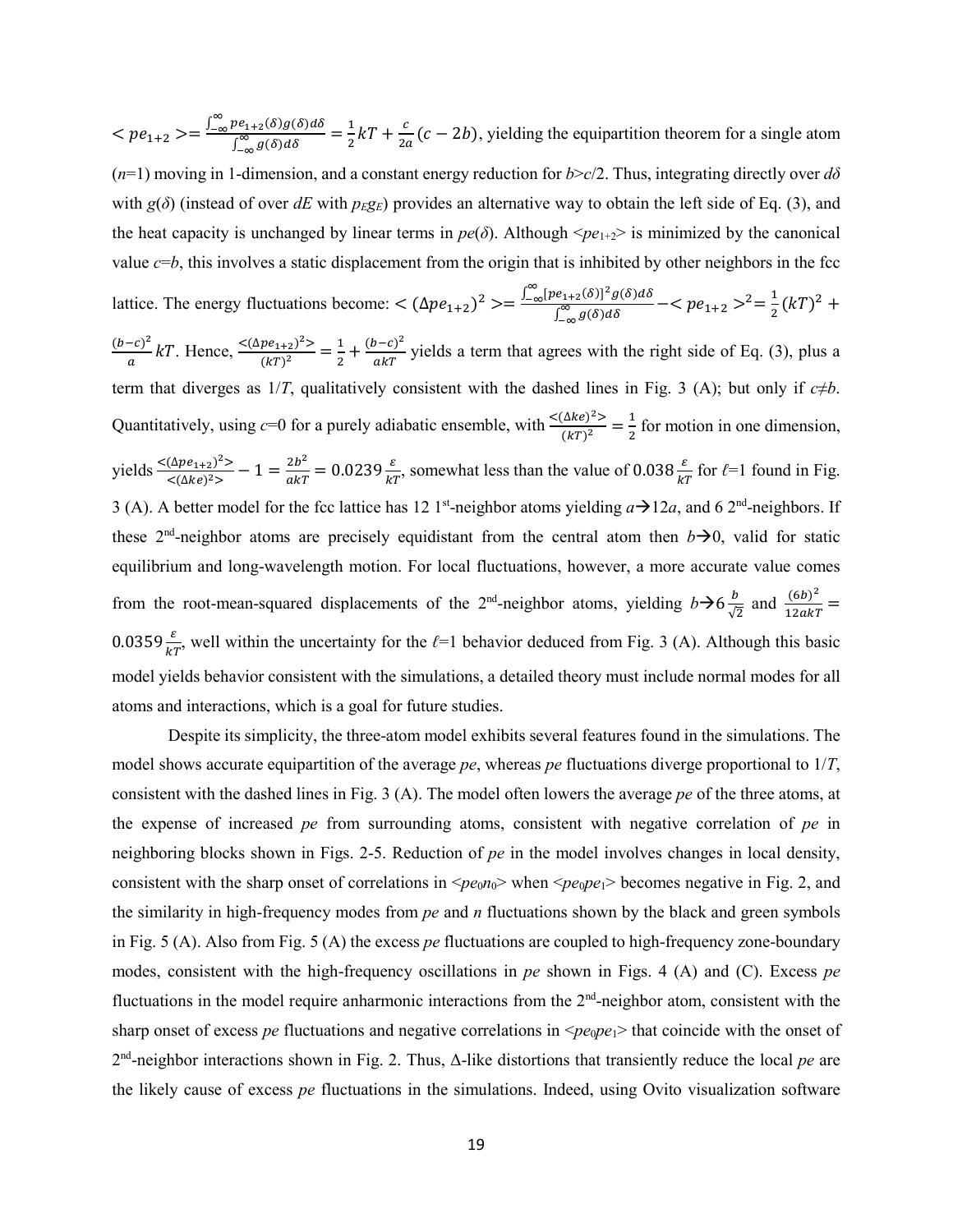$< pe_{1+2} >= \frac{\int_{-\infty}^{\infty} pe_{1+2}(\delta)g(\delta)d\delta}{\int_{-\infty}^{\infty} g(\delta)d\delta} = \frac{1}{2}kT + \frac{c}{2a}(c - 2b)$, yielding the equipartition theorem for a single atom ($n$=1) moving in 1-dimension, and a constant energy reduction for $b$>$c$/2. Thus, integrating directly over $d\delta$ with $g(\delta)$ (instead of over $dE$ with $p_E g_E$) provides an alternative way to obtain the left side of Eq. (3), and the heat capacity is unchanged by linear terms in $pe(\delta)$. Although $<pe_{1+2}>$ is minimized by the canonical value $c$=$b$, this involves a static displacement from the origin that is inhibited by other neighbors in the fcc lattice. The energy fluctuations become: $< (\Delta pe_{1+2})^2 >= \frac{\int_{-\infty}^{\infty} [pe_{1+2}(\delta)]^2 g(\delta)d\delta}{\int_{-\infty}^{\infty} g(\delta)d\delta} - < pe_{1+2} >^2 = \frac{1}{2}(kT)^2 + \frac{(b-c)^2}{a}kT$. Hence, $\frac{<(\Delta pe_{1+2})^2>}{(kT)^2} = \frac{1}{2} + \frac{(b-c)^2}{akT}$ yields a term that agrees with the right side of Eq. (3), plus a term that diverges as 1/$T$, qualitatively consistent with the dashed lines in Fig. 3 (A); but only if $c \neq b$. Quantitatively, using $c$=0 for a purely adiabatic ensemble, with $\frac{<(\Delta ke)^2>}{(kT)^2} = \frac{1}{2}$ for motion in one dimension, yields $\frac{<(\Delta pe_{1+2})^2>}{<(\Delta ke)^2>} - 1 = \frac{2b^2}{akT} = 0.0239\frac{\varepsilon}{kT}$, somewhat less than the value of $0.038\frac{\varepsilon}{kT}$ for $\ell$=1 found in Fig. 3 (A). A better model for the fcc lattice has 12 1st-neighbor atoms yielding $a \rightarrow 12a$, and 6 2nd-neighbors. If these 2nd-neighbor atoms are precisely equidistant from the central atom then $b \rightarrow 0$, valid for static equilibrium and long-wavelength motion. For local fluctuations, however, a more accurate value comes from the root-mean-squared displacements of the 2nd-neighbor atoms, yielding $b \rightarrow 6\frac{b}{\sqrt{2}}$ and $\frac{(6b)^2}{12akT} = 0.0359\frac{\varepsilon}{kT}$, well within the uncertainty for the $\ell$=1 behavior deduced from Fig. 3 (A). Although this basic model yields behavior consistent with the simulations, a detailed theory must include normal modes for all atoms and interactions, which is a goal for future studies.

Despite its simplicity, the three-atom model exhibits several features found in the simulations. The model shows accurate equipartition of the average $pe$, whereas $pe$ fluctuations diverge proportional to 1/$T$, consistent with the dashed lines in Fig. 3 (A). The model often lowers the average $pe$ of the three atoms, at the expense of increased $pe$ from surrounding atoms, consistent with negative correlation of $pe$ in neighboring blocks shown in Figs. 2-5. Reduction of $pe$ in the model involves changes in local density, consistent with the sharp onset of correlations in $<pe_0 n_0>$ when $<pe_0 pe_1>$ becomes negative in Fig. 2, and the similarity in high-frequency modes from $pe$ and $n$ fluctuations shown by the black and green symbols in Fig. 5 (A). Also from Fig. 5 (A) the excess $pe$ fluctuations are coupled to high-frequency zone-boundary modes, consistent with the high-frequency oscillations in $pe$ shown in Figs. 4 (A) and (C). Excess $pe$ fluctuations in the model require anharmonic interactions from the 2nd-neighbor atom, consistent with the sharp onset of excess $pe$ fluctuations and negative correlations in $<pe_0 pe_1>$ that coincide with the onset of 2nd-neighbor interactions shown in Fig. 2. Thus, Δ-like distortions that transiently reduce the local $pe$ are the likely cause of excess $pe$ fluctuations in the simulations. Indeed, using Ovito visualization software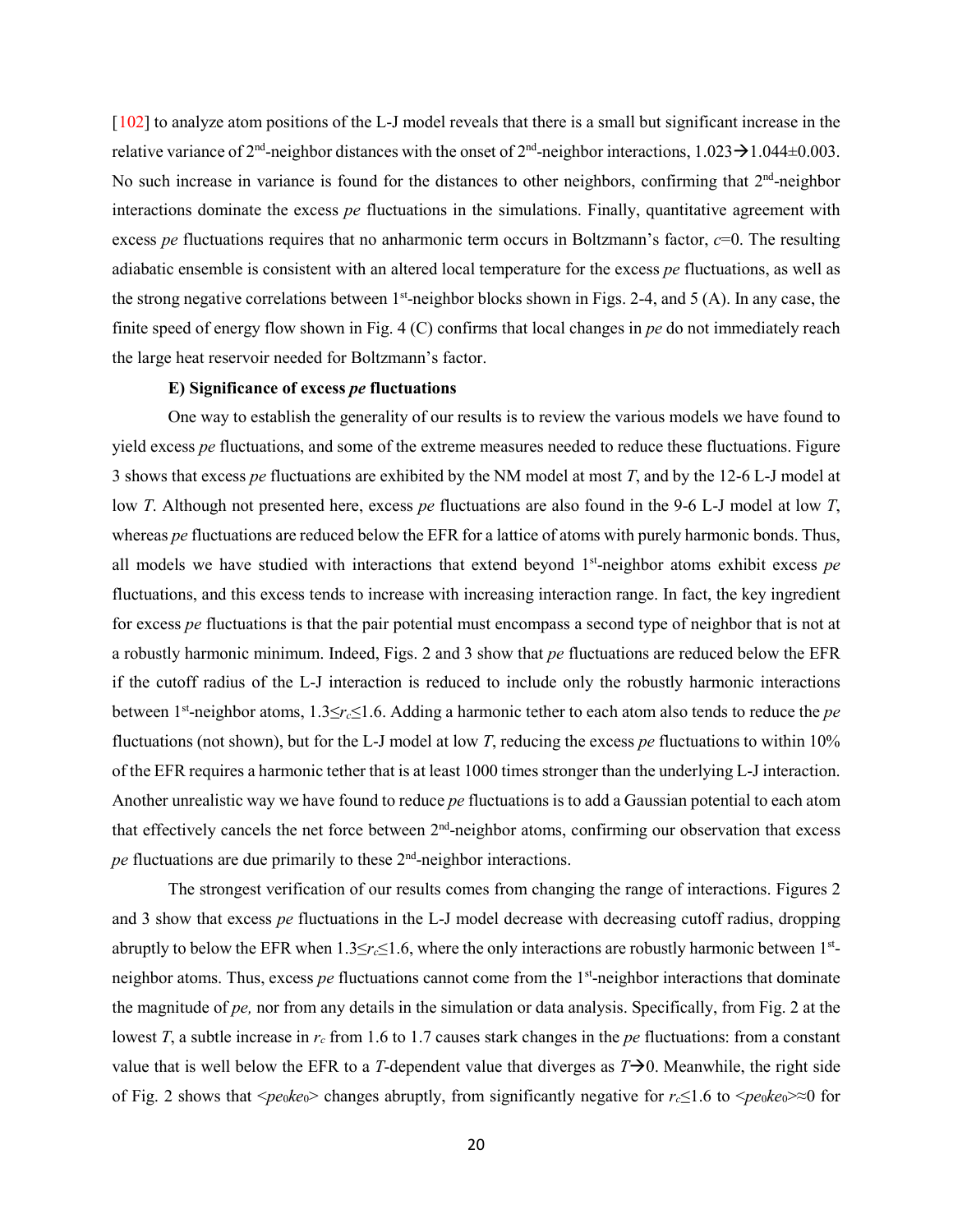[102] to analyze atom positions of the L-J model reveals that there is a small but significant increase in the relative variance of 2$^{nd}$-neighbor distances with the onset of 2$^{nd}$-neighbor interactions, $1.023 \rightarrow 1.044 \pm 0.003$. No such increase in variance is found for the distances to other neighbors, confirming that 2$^{nd}$-neighbor interactions dominate the excess *pe* fluctuations in the simulations. Finally, quantitative agreement with excess *pe* fluctuations requires that no anharmonic term occurs in Boltzmann's factor, $c$=0. The resulting adiabatic ensemble is consistent with an altered local temperature for the excess *pe* fluctuations, as well as the strong negative correlations between 1$^{st}$-neighbor blocks shown in Figs. 2-4, and 5 (A). In any case, the finite speed of energy flow shown in Fig. 4 (C) confirms that local changes in *pe* do not immediately reach the large heat reservoir needed for Boltzmann's factor.

### E) Significance of excess *pe* fluctuations

One way to establish the generality of our results is to review the various models we have found to yield excess *pe* fluctuations, and some of the extreme measures needed to reduce these fluctuations. Figure 3 shows that excess *pe* fluctuations are exhibited by the NM model at most $T$, and by the 12-6 L-J model at low $T$. Although not presented here, excess *pe* fluctuations are also found in the 9-6 L-J model at low $T$, whereas *pe* fluctuations are reduced below the EFR for a lattice of atoms with purely harmonic bonds. Thus, all models we have studied with interactions that extend beyond 1$^{st}$-neighbor atoms exhibit excess *pe* fluctuations, and this excess tends to increase with increasing interaction range. In fact, the key ingredient for excess *pe* fluctuations is that the pair potential must encompass a second type of neighbor that is not at a robustly harmonic minimum. Indeed, Figs. 2 and 3 show that *pe* fluctuations are reduced below the EFR if the cutoff radius of the L-J interaction is reduced to include only the robustly harmonic interactions between 1$^{st}$-neighbor atoms, $1.3 \leq r_c \leq 1.6$. Adding a harmonic tether to each atom also tends to reduce the *pe* fluctuations (not shown), but for the L-J model at low $T$, reducing the excess *pe* fluctuations to within 10% of the EFR requires a harmonic tether that is at least 1000 times stronger than the underlying L-J interaction. Another unrealistic way we have found to reduce *pe* fluctuations is to add a Gaussian potential to each atom that effectively cancels the net force between 2$^{nd}$-neighbor atoms, confirming our observation that excess *pe* fluctuations are due primarily to these 2$^{nd}$-neighbor interactions.

The strongest verification of our results comes from changing the range of interactions. Figures 2 and 3 show that excess *pe* fluctuations in the L-J model decrease with decreasing cutoff radius, dropping abruptly to below the EFR when $1.3 \leq r_c \leq 1.6$, where the only interactions are robustly harmonic between 1$^{st}$-neighbor atoms. Thus, excess *pe* fluctuations cannot come from the 1$^{st}$-neighbor interactions that dominate the magnitude of *pe,* nor from any details in the simulation or data analysis. Specifically, from Fig. 2 at the lowest $T$, a subtle increase in $r_c$ from 1.6 to 1.7 causes stark changes in the *pe* fluctuations: from a constant value that is well below the EFR to a $T$-dependent value that diverges as $T \rightarrow 0$. Meanwhile, the right side of Fig. 2 shows that $\langle pe_0 ke_0 \rangle$ changes abruptly, from significantly negative for $r_c \leq 1.6$ to $\langle pe_0 ke_0 \rangle \approx 0$ for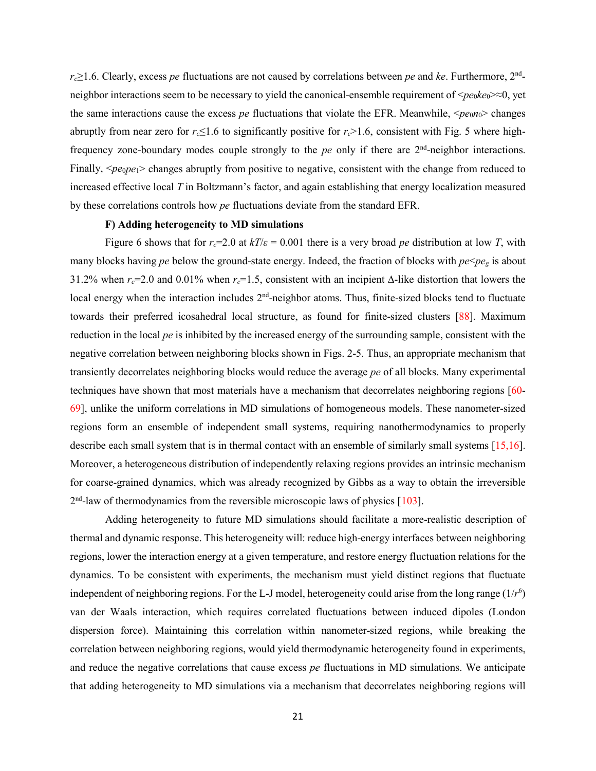$r_c \geq 1.6$. Clearly, excess *pe* fluctuations are not caused by correlations between *pe* and *ke*. Furthermore, 2nd-neighbor interactions seem to be necessary to yield the canonical-ensemble requirement of $<pe_0ke_0>\approx 0$, yet the same interactions cause the excess *pe* fluctuations that violate the EFR. Meanwhile, $<pe_0n_0>$ changes abruptly from near zero for $r_c \leq 1.6$ to significantly positive for $r_c > 1.6$, consistent with Fig. 5 where high-frequency zone-boundary modes couple strongly to the *pe* only if there are 2nd-neighbor interactions. Finally, $<pe_0pe_1>$ changes abruptly from positive to negative, consistent with the change from reduced to increased effective local *T* in Boltzmann's factor, and again establishing that energy localization measured by these correlations controls how *pe* fluctuations deviate from the standard EFR.

**F) Adding heterogeneity to MD simulations**

Figure 6 shows that for $r_c$=2.0 at $kT/\varepsilon$ = 0.001 there is a very broad *pe* distribution at low *T*, with many blocks having *pe* below the ground-state energy. Indeed, the fraction of blocks with $pe < pe_g$ is about 31.2% when $r_c$=2.0 and 0.01% when $r_c$=1.5, consistent with an incipient Δ-like distortion that lowers the local energy when the interaction includes 2nd-neighbor atoms. Thus, finite-sized blocks tend to fluctuate towards their preferred icosahedral local structure, as found for finite-sized clusters [88]. Maximum reduction in the local *pe* is inhibited by the increased energy of the surrounding sample, consistent with the negative correlation between neighboring blocks shown in Figs. 2-5. Thus, an appropriate mechanism that transiently decorrelates neighboring blocks would reduce the average *pe* of all blocks. Many experimental techniques have shown that most materials have a mechanism that decorrelates neighboring regions [60-69], unlike the uniform correlations in MD simulations of homogeneous models. These nanometer-sized regions form an ensemble of independent small systems, requiring nanothermodynamics to properly describe each small system that is in thermal contact with an ensemble of similarly small systems [15,16]. Moreover, a heterogeneous distribution of independently relaxing regions provides an intrinsic mechanism for coarse-grained dynamics, which was already recognized by Gibbs as a way to obtain the irreversible 2nd-law of thermodynamics from the reversible microscopic laws of physics [103].

Adding heterogeneity to future MD simulations should facilitate a more-realistic description of thermal and dynamic response. This heterogeneity will: reduce high-energy interfaces between neighboring regions, lower the interaction energy at a given temperature, and restore energy fluctuation relations for the dynamics. To be consistent with experiments, the mechanism must yield distinct regions that fluctuate independent of neighboring regions. For the L-J model, heterogeneity could arise from the long range ($1/r^6$) van der Waals interaction, which requires correlated fluctuations between induced dipoles (London dispersion force). Maintaining this correlation within nanometer-sized regions, while breaking the correlation between neighboring regions, would yield thermodynamic heterogeneity found in experiments, and reduce the negative correlations that cause excess *pe* fluctuations in MD simulations. We anticipate that adding heterogeneity to MD simulations via a mechanism that decorrelates neighboring regions will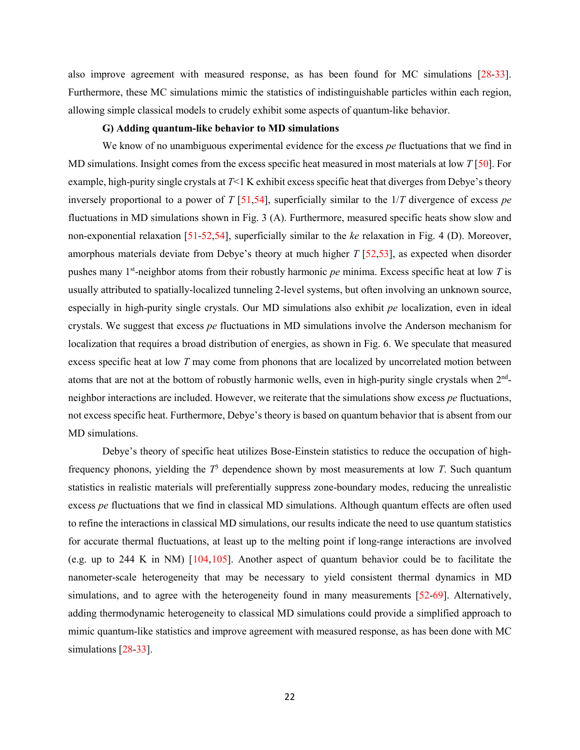also improve agreement with measured response, as has been found for MC simulations [28-33]. Furthermore, these MC simulations mimic the statistics of indistinguishable particles within each region, allowing simple classical models to crudely exhibit some aspects of quantum-like behavior.

**G) Adding quantum-like behavior to MD simulations**

We know of no unambiguous experimental evidence for the excess *pe* fluctuations that we find in MD simulations. Insight comes from the excess specific heat measured in most materials at low $T$ [50]. For example, high-purity single crystals at $T$<1 K exhibit excess specific heat that diverges from Debye's theory inversely proportional to a power of $T$ [51,54], superficially similar to the $1/T$ divergence of excess *pe* fluctuations in MD simulations shown in Fig. 3 (A). Furthermore, measured specific heats show slow and non-exponential relaxation [51-52,54], superficially similar to the *ke* relaxation in Fig. 4 (D). Moreover, amorphous materials deviate from Debye's theory at much higher $T$ [52,53], as expected when disorder pushes many 1st-neighbor atoms from their robustly harmonic *pe* minima. Excess specific heat at low $T$ is usually attributed to spatially-localized tunneling 2-level systems, but often involving an unknown source, especially in high-purity single crystals. Our MD simulations also exhibit *pe* localization, even in ideal crystals. We suggest that excess *pe* fluctuations in MD simulations involve the Anderson mechanism for localization that requires a broad distribution of energies, as shown in Fig. 6. We speculate that measured excess specific heat at low $T$ may come from phonons that are localized by uncorrelated motion between atoms that are not at the bottom of robustly harmonic wells, even in high-purity single crystals when 2nd-neighbor interactions are included. However, we reiterate that the simulations show excess *pe* fluctuations, not excess specific heat. Furthermore, Debye's theory is based on quantum behavior that is absent from our MD simulations.

Debye's theory of specific heat utilizes Bose-Einstein statistics to reduce the occupation of high-frequency phonons, yielding the $T^3$ dependence shown by most measurements at low $T$. Such quantum statistics in realistic materials will preferentially suppress zone-boundary modes, reducing the unrealistic excess *pe* fluctuations that we find in classical MD simulations. Although quantum effects are often used to refine the interactions in classical MD simulations, our results indicate the need to use quantum statistics for accurate thermal fluctuations, at least up to the melting point if long-range interactions are involved (e.g. up to 244 K in NM) [104,105]. Another aspect of quantum behavior could be to facilitate the nanometer-scale heterogeneity that may be necessary to yield consistent thermal dynamics in MD simulations, and to agree with the heterogeneity found in many measurements [52-69]. Alternatively, adding thermodynamic heterogeneity to classical MD simulations could provide a simplified approach to mimic quantum-like statistics and improve agreement with measured response, as has been done with MC simulations [28-33].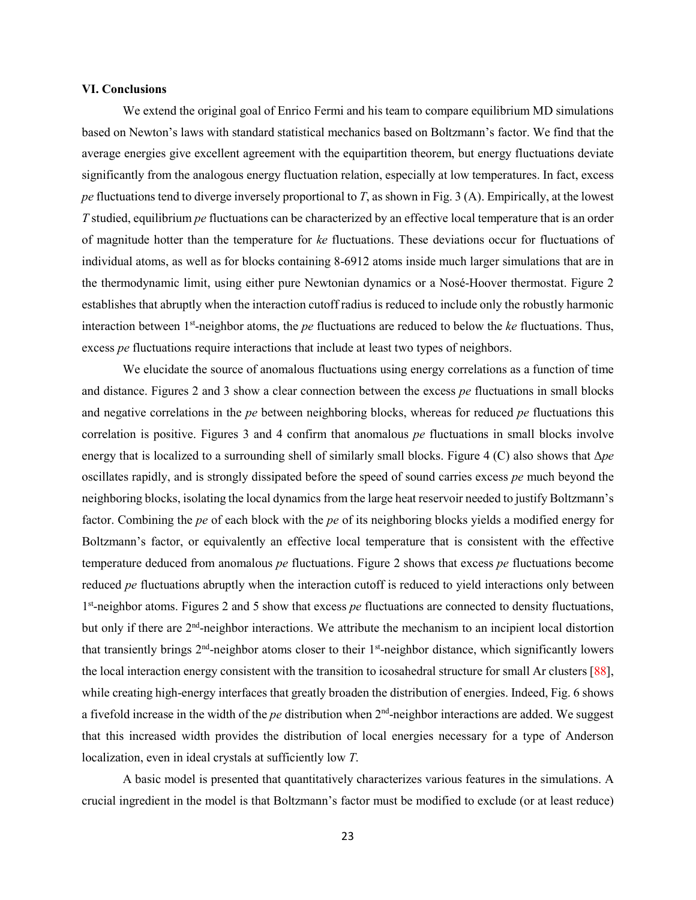### VI. Conclusions

We extend the original goal of Enrico Fermi and his team to compare equilibrium MD simulations based on Newton's laws with standard statistical mechanics based on Boltzmann's factor. We find that the average energies give excellent agreement with the equipartition theorem, but energy fluctuations deviate significantly from the analogous energy fluctuation relation, especially at low temperatures. In fact, excess *pe* fluctuations tend to diverge inversely proportional to $T$, as shown in Fig. 3 (A). Empirically, at the lowest $T$ studied, equilibrium *pe* fluctuations can be characterized by an effective local temperature that is an order of magnitude hotter than the temperature for *ke* fluctuations. These deviations occur for fluctuations of individual atoms, as well as for blocks containing 8-6912 atoms inside much larger simulations that are in the thermodynamic limit, using either pure Newtonian dynamics or a Nosé-Hoover thermostat. Figure 2 establishes that abruptly when the interaction cutoff radius is reduced to include only the robustly harmonic interaction between 1st-neighbor atoms, the *pe* fluctuations are reduced to below the *ke* fluctuations. Thus, excess *pe* fluctuations require interactions that include at least two types of neighbors.

We elucidate the source of anomalous fluctuations using energy correlations as a function of time and distance. Figures 2 and 3 show a clear connection between the excess *pe* fluctuations in small blocks and negative correlations in the *pe* between neighboring blocks, whereas for reduced *pe* fluctuations this correlation is positive. Figures 3 and 4 confirm that anomalous *pe* fluctuations in small blocks involve energy that is localized to a surrounding shell of similarly small blocks. Figure 4 (C) also shows that $\Delta pe$ oscillates rapidly, and is strongly dissipated before the speed of sound carries excess *pe* much beyond the neighboring blocks, isolating the local dynamics from the large heat reservoir needed to justify Boltzmann's factor. Combining the *pe* of each block with the *pe* of its neighboring blocks yields a modified energy for Boltzmann's factor, or equivalently an effective local temperature that is consistent with the effective temperature deduced from anomalous *pe* fluctuations. Figure 2 shows that excess *pe* fluctuations become reduced *pe* fluctuations abruptly when the interaction cutoff is reduced to yield interactions only between 1st-neighbor atoms. Figures 2 and 5 show that excess *pe* fluctuations are connected to density fluctuations, but only if there are 2nd-neighbor interactions. We attribute the mechanism to an incipient local distortion that transiently brings 2nd-neighbor atoms closer to their 1st-neighbor distance, which significantly lowers the local interaction energy consistent with the transition to icosahedral structure for small Ar clusters [88], while creating high-energy interfaces that greatly broaden the distribution of energies. Indeed, Fig. 6 shows a fivefold increase in the width of the *pe* distribution when 2nd-neighbor interactions are added. We suggest that this increased width provides the distribution of local energies necessary for a type of Anderson localization, even in ideal crystals at sufficiently low $T$.

A basic model is presented that quantitatively characterizes various features in the simulations. A crucial ingredient in the model is that Boltzmann's factor must be modified to exclude (or at least reduce)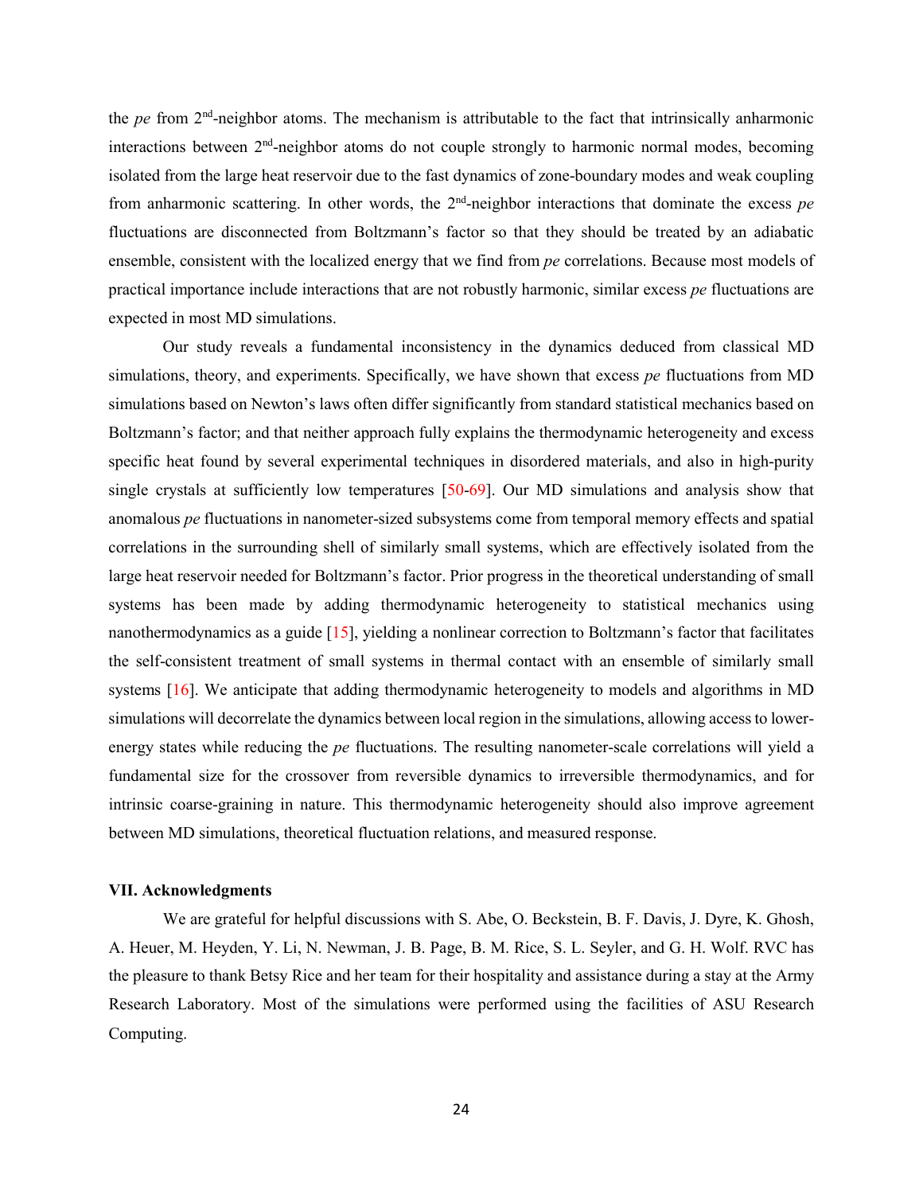the *pe* from $2^{nd}$-neighbor atoms. The mechanism is attributable to the fact that intrinsically anharmonic interactions between $2^{nd}$-neighbor atoms do not couple strongly to harmonic normal modes, becoming isolated from the large heat reservoir due to the fast dynamics of zone-boundary modes and weak coupling from anharmonic scattering. In other words, the $2^{nd}$-neighbor interactions that dominate the excess *pe* fluctuations are disconnected from Boltzmann's factor so that they should be treated by an adiabatic ensemble, consistent with the localized energy that we find from *pe* correlations. Because most models of practical importance include interactions that are not robustly harmonic, similar excess *pe* fluctuations are expected in most MD simulations.

Our study reveals a fundamental inconsistency in the dynamics deduced from classical MD simulations, theory, and experiments. Specifically, we have shown that excess *pe* fluctuations from MD simulations based on Newton's laws often differ significantly from standard statistical mechanics based on Boltzmann's factor; and that neither approach fully explains the thermodynamic heterogeneity and excess specific heat found by several experimental techniques in disordered materials, and also in high-purity single crystals at sufficiently low temperatures [50-69]. Our MD simulations and analysis show that anomalous *pe* fluctuations in nanometer-sized subsystems come from temporal memory effects and spatial correlations in the surrounding shell of similarly small systems, which are effectively isolated from the large heat reservoir needed for Boltzmann's factor. Prior progress in the theoretical understanding of small systems has been made by adding thermodynamic heterogeneity to statistical mechanics using nanothermodynamics as a guide [15], yielding a nonlinear correction to Boltzmann's factor that facilitates the self-consistent treatment of small systems in thermal contact with an ensemble of similarly small systems [16]. We anticipate that adding thermodynamic heterogeneity to models and algorithms in MD simulations will decorrelate the dynamics between local region in the simulations, allowing access to lower-energy states while reducing the *pe* fluctuations. The resulting nanometer-scale correlations will yield a fundamental size for the crossover from reversible dynamics to irreversible thermodynamics, and for intrinsic coarse-graining in nature. This thermodynamic heterogeneity should also improve agreement between MD simulations, theoretical fluctuation relations, and measured response.

## VII. Acknowledgments

We are grateful for helpful discussions with S. Abe, O. Beckstein, B. F. Davis, J. Dyre, K. Ghosh, A. Heuer, M. Heyden, Y. Li, N. Newman, J. B. Page, B. M. Rice, S. L. Seyler, and G. H. Wolf. RVC has the pleasure to thank Betsy Rice and her team for their hospitality and assistance during a stay at the Army Research Laboratory. Most of the simulations were performed using the facilities of ASU Research Computing.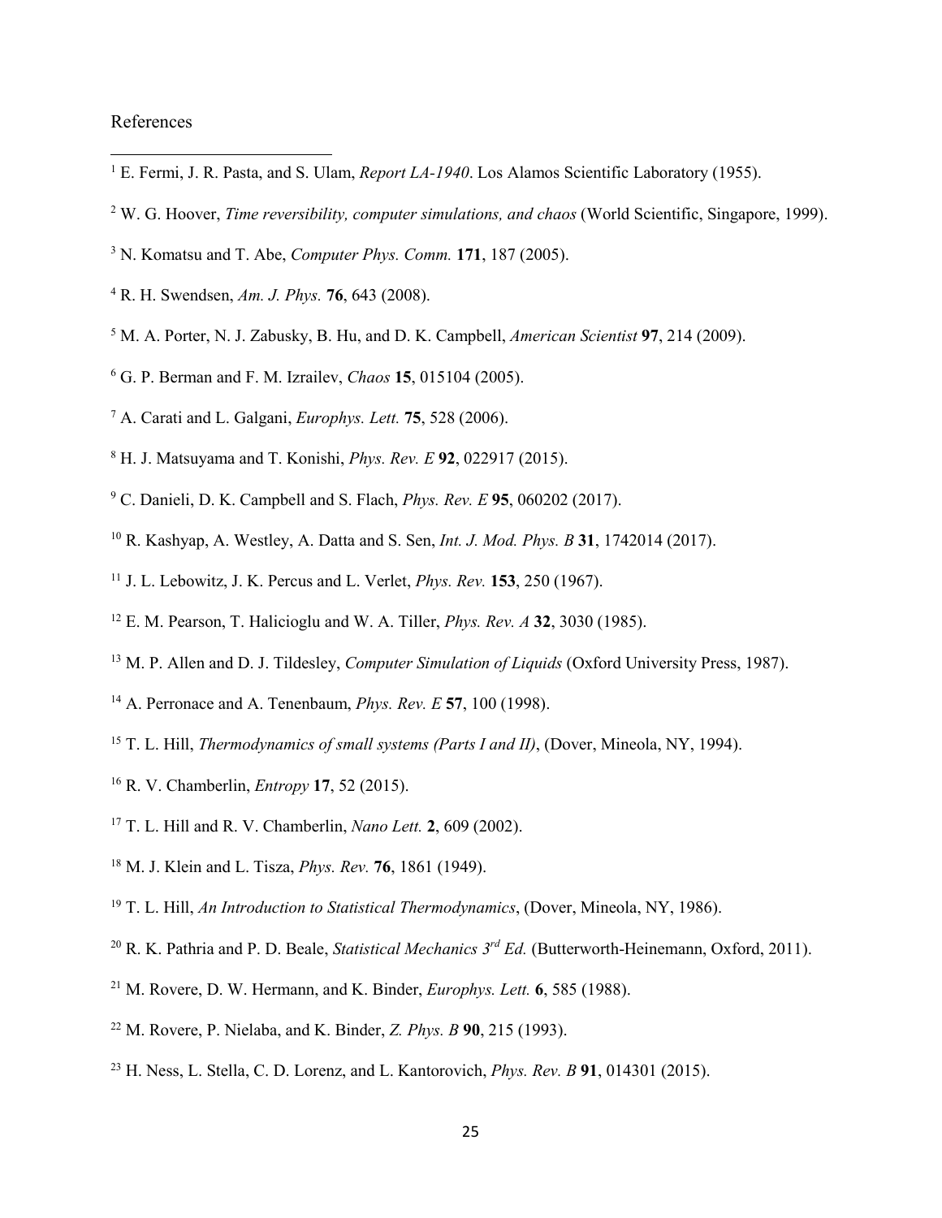References

[1] E. Fermi, J. R. Pasta, and S. Ulam, *Report LA-1940*. Los Alamos Scientific Laboratory (1955).

[2] W. G. Hoover, *Time reversibility, computer simulations, and chaos* (World Scientific, Singapore, 1999).

[3] N. Komatsu and T. Abe, *Computer Phys. Comm.* **171**, 187 (2005).

[4] R. H. Swendsen, *Am. J. Phys.* **76**, 643 (2008).

[5] M. A. Porter, N. J. Zabusky, B. Hu, and D. K. Campbell, *American Scientist* **97**, 214 (2009).

[6] G. P. Berman and F. M. Izrailev, *Chaos* **15**, 015104 (2005).

[7] A. Carati and L. Galgani, *Europhys. Lett.* **75**, 528 (2006).

[8] H. J. Matsuyama and T. Konishi, *Phys. Rev. E* **92**, 022917 (2015).

[9] C. Danieli, D. K. Campbell and S. Flach, *Phys. Rev. E* **95**, 060202 (2017).

[10] R. Kashyap, A. Westley, A. Datta and S. Sen, *Int. J. Mod. Phys. B* **31**, 1742014 (2017).

[11] J. L. Lebowitz, J. K. Percus and L. Verlet, *Phys. Rev.* **153**, 250 (1967).

[12] E. M. Pearson, T. Halicioglu and W. A. Tiller, *Phys. Rev. A* **32**, 3030 (1985).

[13] M. P. Allen and D. J. Tildesley, *Computer Simulation of Liquids* (Oxford University Press, 1987).

[14] A. Perronace and A. Tenenbaum, *Phys. Rev. E* **57**, 100 (1998).

[15] T. L. Hill, *Thermodynamics of small systems (Parts I and II)*, (Dover, Mineola, NY, 1994).

[16] R. V. Chamberlin, *Entropy* **17**, 52 (2015).

[17] T. L. Hill and R. V. Chamberlin, *Nano Lett.* **2**, 609 (2002).

[18] M. J. Klein and L. Tisza, *Phys. Rev.* **76**, 1861 (1949).

[19] T. L. Hill, *An Introduction to Statistical Thermodynamics*, (Dover, Mineola, NY, 1986).

[20] R. K. Pathria and P. D. Beale, *Statistical Mechanics 3rd Ed.* (Butterworth-Heinemann, Oxford, 2011).

[21] M. Rovere, D. W. Hermann, and K. Binder, *Europhys. Lett.* **6**, 585 (1988).

[22] M. Rovere, P. Nielaba, and K. Binder, *Z. Phys. B* **90**, 215 (1993).

[23] H. Ness, L. Stella, C. D. Lorenz, and L. Kantorovich, *Phys. Rev. B* **91**, 014301 (2015).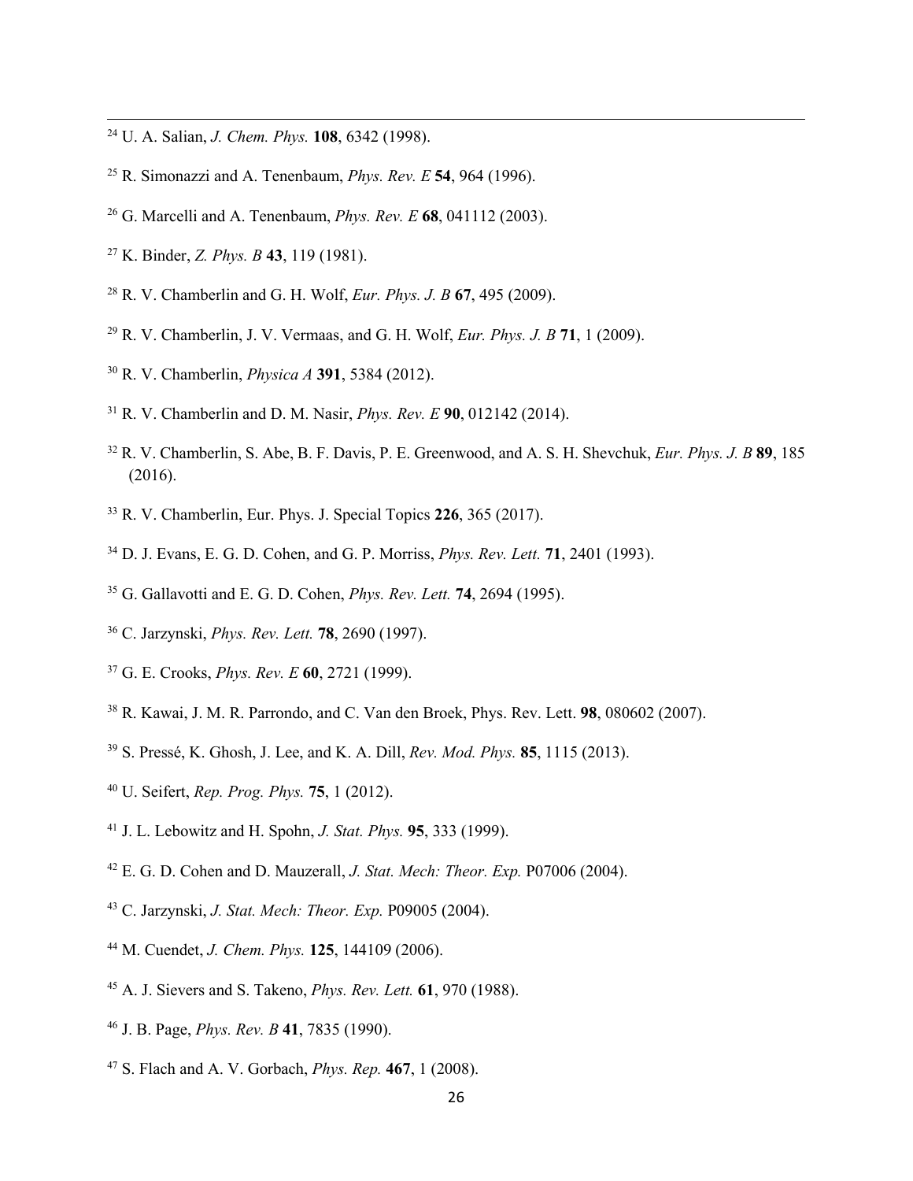[24] U. A. Salian, *J. Chem. Phys.* **108**, 6342 (1998).

[25] R. Simonazzi and A. Tenenbaum, *Phys. Rev. E* **54**, 964 (1996).

[26] G. Marcelli and A. Tenenbaum, *Phys. Rev. E* **68**, 041112 (2003).

[27] K. Binder, *Z. Phys. B* **43**, 119 (1981).

[28] R. V. Chamberlin and G. H. Wolf, *Eur. Phys. J. B* **67**, 495 (2009).

[29] R. V. Chamberlin, J. V. Vermaas, and G. H. Wolf, *Eur. Phys. J. B* **71**, 1 (2009).

[30] R. V. Chamberlin, *Physica A* **391**, 5384 (2012).

[31] R. V. Chamberlin and D. M. Nasir, *Phys. Rev. E* **90**, 012142 (2014).

[32] R. V. Chamberlin, S. Abe, B. F. Davis, P. E. Greenwood, and A. S. H. Shevchuk, *Eur. Phys. J. B* **89**, 185 (2016).

[33] R. V. Chamberlin, Eur. Phys. J. Special Topics **226**, 365 (2017).

[34] D. J. Evans, E. G. D. Cohen, and G. P. Morriss, *Phys. Rev. Lett.* **71**, 2401 (1993).

[35] G. Gallavotti and E. G. D. Cohen, *Phys. Rev. Lett.* **74**, 2694 (1995).

[36] C. Jarzynski, *Phys. Rev. Lett.* **78**, 2690 (1997).

[37] G. E. Crooks, *Phys. Rev. E* **60**, 2721 (1999).

[38] R. Kawai, J. M. R. Parrondo, and C. Van den Broek, Phys. Rev. Lett. **98**, 080602 (2007).

[39] S. Pressé, K. Ghosh, J. Lee, and K. A. Dill, *Rev. Mod. Phys.* **85**, 1115 (2013).

[40] U. Seifert, *Rep. Prog. Phys.* **75**, 1 (2012).

[41] J. L. Lebowitz and H. Spohn, *J. Stat. Phys.* **95**, 333 (1999).

[42] E. G. D. Cohen and D. Mauzerall, *J. Stat. Mech: Theor. Exp.* P07006 (2004).

[43] C. Jarzynski, *J. Stat. Mech: Theor. Exp.* P09005 (2004).

[44] M. Cuendet, *J. Chem. Phys.* **125**, 144109 (2006).

[45] A. J. Sievers and S. Takeno, *Phys. Rev. Lett.* **61**, 970 (1988).

[46] J. B. Page, *Phys. Rev. B* **41**, 7835 (1990).

[47] S. Flach and A. V. Gorbach, *Phys. Rep.* **467**, 1 (2008).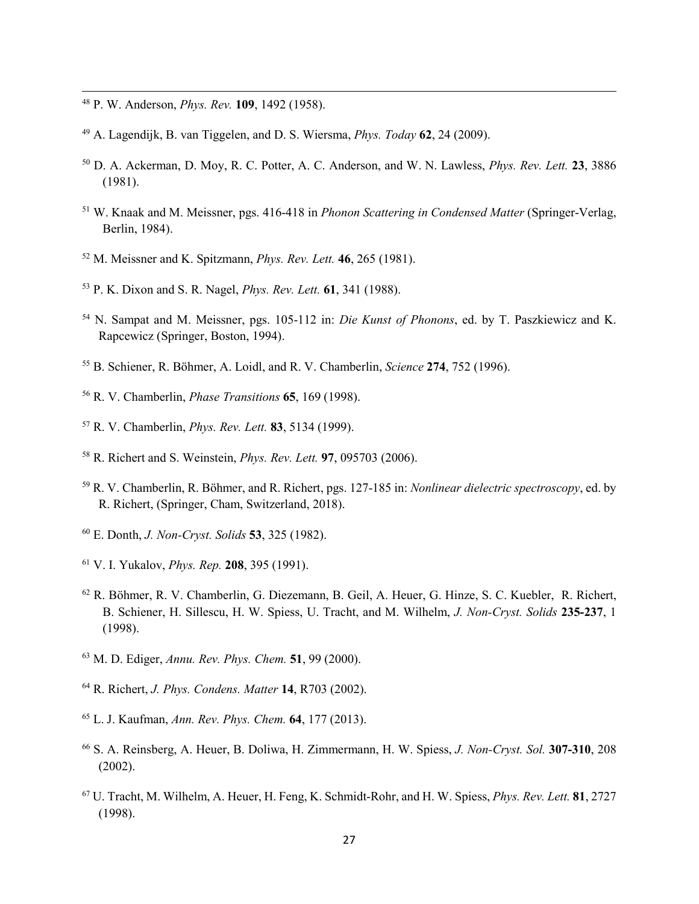[48] P. W. Anderson, *Phys. Rev.* **109**, 1492 (1958).

[49] A. Lagendijk, B. van Tiggelen, and D. S. Wiersma, *Phys. Today* **62**, 24 (2009).

[50] D. A. Ackerman, D. Moy, R. C. Potter, A. C. Anderson, and W. N. Lawless, *Phys. Rev. Lett.* **23**, 3886 (1981).

[51] W. Knaak and M. Meissner, pgs. 416-418 in *Phonon Scattering in Condensed Matter* (Springer-Verlag, Berlin, 1984).

[52] M. Meissner and K. Spitzmann, *Phys. Rev. Lett.* **46**, 265 (1981).

[53] P. K. Dixon and S. R. Nagel, *Phys. Rev. Lett.* **61**, 341 (1988).

[54] N. Sampat and M. Meissner, pgs. 105-112 in: *Die Kunst of Phonons*, ed. by T. Paszkiewicz and K. Rapcewicz (Springer, Boston, 1994).

[55] B. Schiener, R. Böhmer, A. Loidl, and R. V. Chamberlin, *Science* **274**, 752 (1996).

[56] R. V. Chamberlin, *Phase Transitions* **65**, 169 (1998).

[57] R. V. Chamberlin, *Phys. Rev. Lett.* **83**, 5134 (1999).

[58] R. Richert and S. Weinstein, *Phys. Rev. Lett.* **97**, 095703 (2006).

[59] R. V. Chamberlin, R. Böhmer, and R. Richert, pgs. 127-185 in: *Nonlinear dielectric spectroscopy*, ed. by R. Richert, (Springer, Cham, Switzerland, 2018).

[60] E. Donth, *J. Non-Cryst. Solids* **53**, 325 (1982).

[61] V. I. Yukalov, *Phys. Rep.* **208**, 395 (1991).

[62] R. Böhmer, R. V. Chamberlin, G. Diezemann, B. Geil, A. Heuer, G. Hinze, S. C. Kuebler, R. Richert, B. Schiener, H. Sillescu, H. W. Spiess, U. Tracht, and M. Wilhelm, *J. Non-Cryst. Solids* **235-237**, 1 (1998).

[63] M. D. Ediger, *Annu. Rev. Phys. Chem.* **51**, 99 (2000).

[64] R. Richert, *J. Phys. Condens. Matter* **14**, R703 (2002).

[65] L. J. Kaufman, *Ann. Rev. Phys. Chem.* **64**, 177 (2013).

[66] S. A. Reinsberg, A. Heuer, B. Doliwa, H. Zimmermann, H. W. Spiess, *J. Non-Cryst. Sol.* **307-310**, 208 (2002).

[67] U. Tracht, M. Wilhelm, A. Heuer, H. Feng, K. Schmidt-Rohr, and H. W. Spiess, *Phys. Rev. Lett.* **81**, 2727 (1998).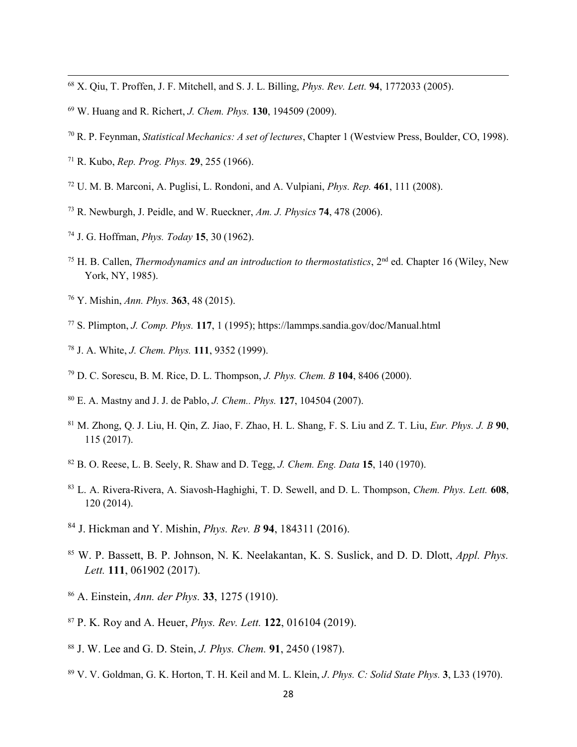[68] X. Qiu, T. Proffen, J. F. Mitchell, and S. J. L. Billing, *Phys. Rev. Lett.* **94**, 1772033 (2005).

[69] W. Huang and R. Richert, *J. Chem. Phys.* **130**, 194509 (2009).

[70] R. P. Feynman, *Statistical Mechanics: A set of lectures*, Chapter 1 (Westview Press, Boulder, CO, 1998).

[71] R. Kubo, *Rep. Prog. Phys.* **29**, 255 (1966).

[72] U. M. B. Marconi, A. Puglisi, L. Rondoni, and A. Vulpiani, *Phys. Rep.* **461**, 111 (2008).

[73] R. Newburgh, J. Peidle, and W. Rueckner, *Am. J. Physics* **74**, 478 (2006).

[74] J. G. Hoffman, *Phys. Today* **15**, 30 (1962).

[75] H. B. Callen, *Thermodynamics and an introduction to thermostatistics*, 2nd ed. Chapter 16 (Wiley, New York, NY, 1985).

[76] Y. Mishin, *Ann. Phys.* **363**, 48 (2015).

[77] S. Plimpton, *J. Comp. Phys.* **117**, 1 (1995); https://lammps.sandia.gov/doc/Manual.html

[78] J. A. White, *J. Chem. Phys.* **111**, 9352 (1999).

[79] D. C. Sorescu, B. M. Rice, D. L. Thompson, *J. Phys. Chem. B* **104**, 8406 (2000).

[80] E. A. Mastny and J. J. de Pablo, *J. Chem.. Phys.* **127**, 104504 (2007).

[81] M. Zhong, Q. J. Liu, H. Qin, Z. Jiao, F. Zhao, H. L. Shang, F. S. Liu and Z. T. Liu, *Eur. Phys. J. B* **90**, 115 (2017).

[82] B. O. Reese, L. B. Seely, R. Shaw and D. Tegg, *J. Chem. Eng. Data* **15**, 140 (1970).

[83] L. A. Rivera-Rivera, A. Siavosh-Haghighi, T. D. Sewell, and D. L. Thompson, *Chem. Phys. Lett.* **608**, 120 (2014).

[84] J. Hickman and Y. Mishin, *Phys. Rev. B* **94**, 184311 (2016).

[85] W. P. Bassett, B. P. Johnson, N. K. Neelakantan, K. S. Suslick, and D. D. Dlott, *Appl. Phys. Lett.* **111**, 061902 (2017).

[86] A. Einstein, *Ann. der Phys.* **33**, 1275 (1910).

[87] P. K. Roy and A. Heuer, *Phys. Rev. Lett.* **122**, 016104 (2019).

[88] J. W. Lee and G. D. Stein, *J. Phys. Chem.* **91**, 2450 (1987).

[89] V. V. Goldman, G. K. Horton, T. H. Keil and M. L. Klein, *J. Phys. C: Solid State Phys.* **3**, L33 (1970).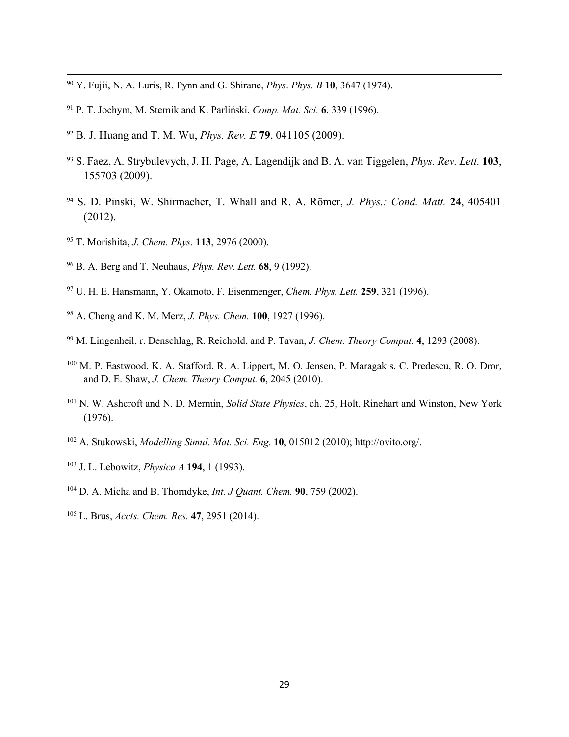[90] Y. Fujii, N. A. Luris, R. Pynn and G. Shirane, *Phys. Phys. B* **10**, 3647 (1974).

[91] P. T. Jochym, M. Sternik and K. Parliński, *Comp. Mat. Sci.* **6**, 339 (1996).

[92] B. J. Huang and T. M. Wu, *Phys. Rev. E* **79**, 041105 (2009).

[93] S. Faez, A. Strybulevych, J. H. Page, A. Lagendijk and B. A. van Tiggelen, *Phys. Rev. Lett.* **103**, 155703 (2009).

[94] S. D. Pinski, W. Shirmacher, T. Whall and R. A. Römer, *J. Phys.: Cond. Matt.* **24**, 405401 (2012).

[95] T. Morishita, *J. Chem. Phys.* **113**, 2976 (2000).

[96] B. A. Berg and T. Neuhaus, *Phys. Rev. Lett.* **68**, 9 (1992).

[97] U. H. E. Hansmann, Y. Okamoto, F. Eisenmenger, *Chem. Phys. Lett.* **259**, 321 (1996).

[98] A. Cheng and K. M. Merz, *J. Phys. Chem.* **100**, 1927 (1996).

[99] M. Lingenheil, r. Denschlag, R. Reichold, and P. Tavan, *J. Chem. Theory Comput.* **4**, 1293 (2008).

[100] M. P. Eastwood, K. A. Stafford, R. A. Lippert, M. O. Jensen, P. Maragakis, C. Predescu, R. O. Dror, and D. E. Shaw, *J. Chem. Theory Comput.* **6**, 2045 (2010).

[101] N. W. Ashcroft and N. D. Mermin, *Solid State Physics*, ch. 25, Holt, Rinehart and Winston, New York (1976).

[102] A. Stukowski, *Modelling Simul. Mat. Sci. Eng.* **10**, 015012 (2010); http://ovito.org/.

[103] J. L. Lebowitz, *Physica A* **194**, 1 (1993).

[104] D. A. Micha and B. Thorndyke, *Int. J Quant. Chem.* **90**, 759 (2002).

[105] L. Brus, *Accts. Chem. Res.* **47**, 2951 (2014).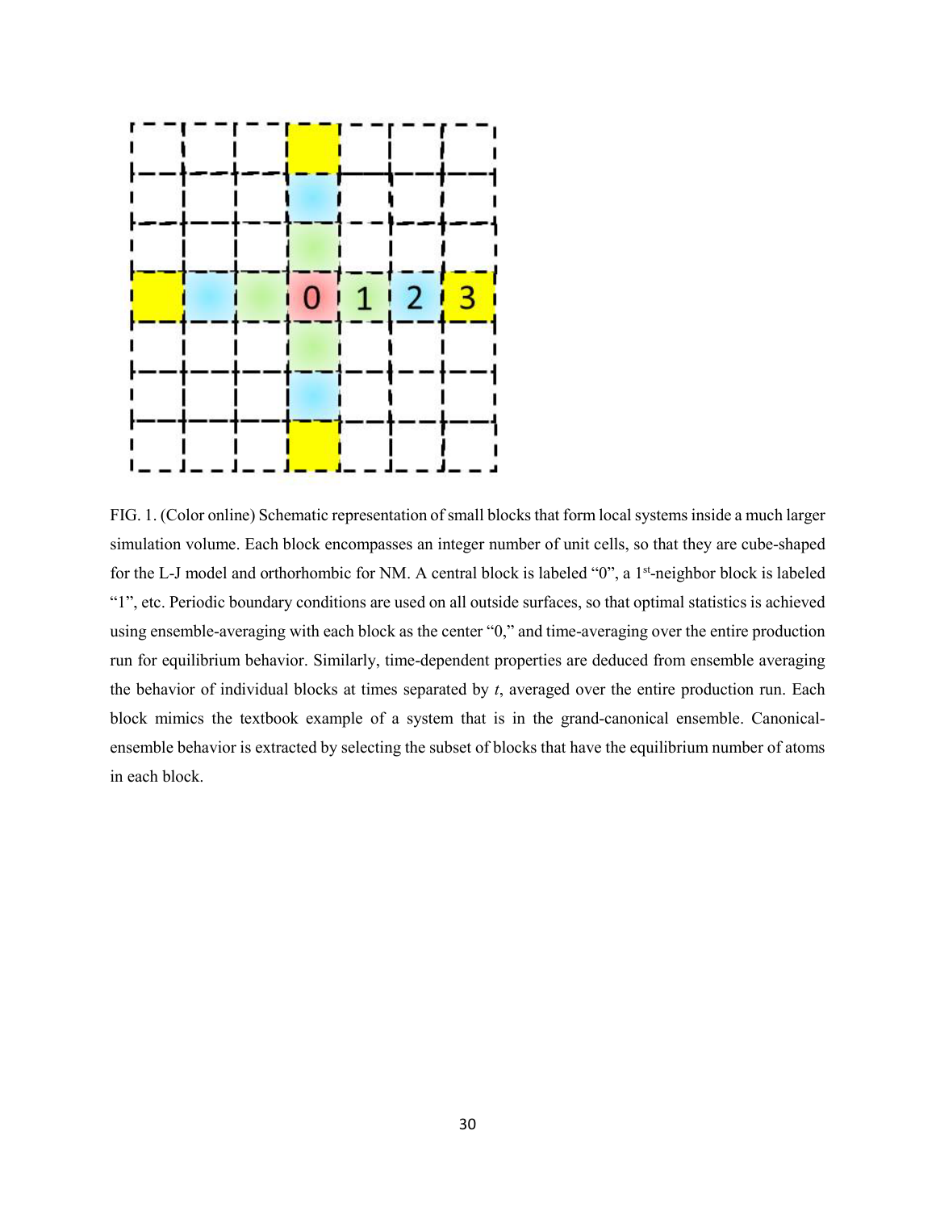FIG. 1. (Color online) Schematic representation of small blocks that form local systems inside a much larger simulation volume. Each block encompasses an integer number of unit cells, so that they are cube-shaped for the L-J model and orthorhombic for NM. A central block is labeled "0", a 1st-neighbor block is labeled "1", etc. Periodic boundary conditions are used on all outside surfaces, so that optimal statistics is achieved using ensemble-averaging with each block as the center "0," and time-averaging over the entire production run for equilibrium behavior. Similarly, time-dependent properties are deduced from ensemble averaging the behavior of individual blocks at times separated by $t$, averaged over the entire production run. Each block mimics the textbook example of a system that is in the grand-canonical ensemble. Canonical-ensemble behavior is extracted by selecting the subset of blocks that have the equilibrium number of atoms in each block.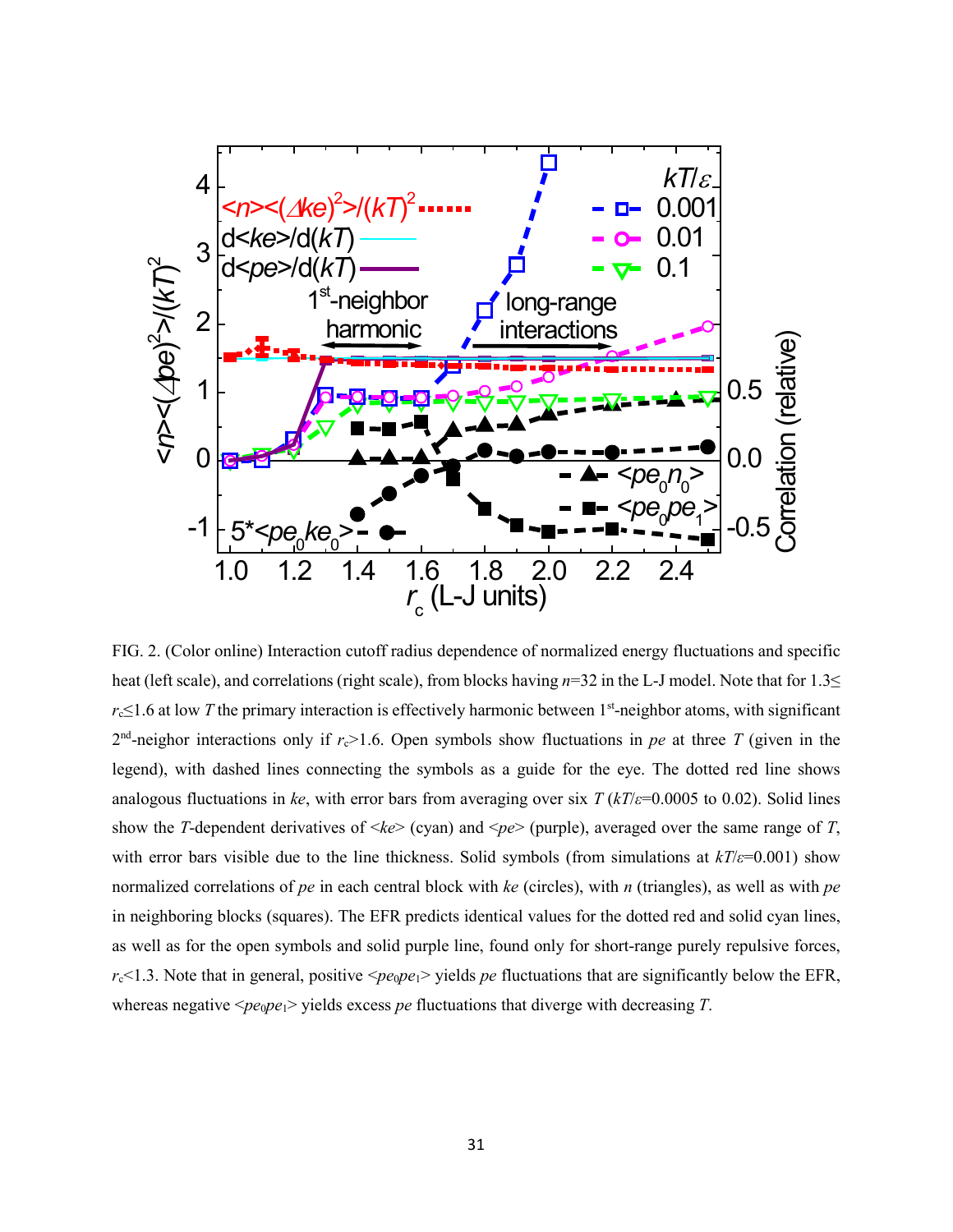FIG. 2. (Color online) Interaction cutoff radius dependence of normalized energy fluctuations and specific heat (left scale), and correlations (right scale), from blocks having $n$=32 in the L-J model. Note that for $1.3 \leq r_c \leq 1.6$ at low $T$ the primary interaction is effectively harmonic between 1st-neighbor atoms, with significant 2nd-neighor interactions only if $r_c > 1.6$. Open symbols show fluctuations in $pe$ at three $T$ (given in the legend), with dashed lines connecting the symbols as a guide for the eye. The dotted red line shows analogous fluctuations in $ke$, with error bars from averaging over six $T$ ($kT/\varepsilon$=0.0005 to 0.02). Solid lines show the $T$-dependent derivatives of $<ke>$ (cyan) and $<pe>$ (purple), averaged over the same range of $T$, with error bars visible due to the line thickness. Solid symbols (from simulations at $kT/\varepsilon$=0.001) show normalized correlations of $pe$ in each central block with $ke$ (circles), with $n$ (triangles), as well as with $pe$ in neighboring blocks (squares). The EFR predicts identical values for the dotted red and solid cyan lines, as well as for the open symbols and solid purple line, found only for short-range purely repulsive forces, $r_c < 1.3$. Note that in general, positive $<pe_0pe_1>$ yields $pe$ fluctuations that are significantly below the EFR, whereas negative $<pe_0pe_1>$ yields excess $pe$ fluctuations that diverge with decreasing $T$.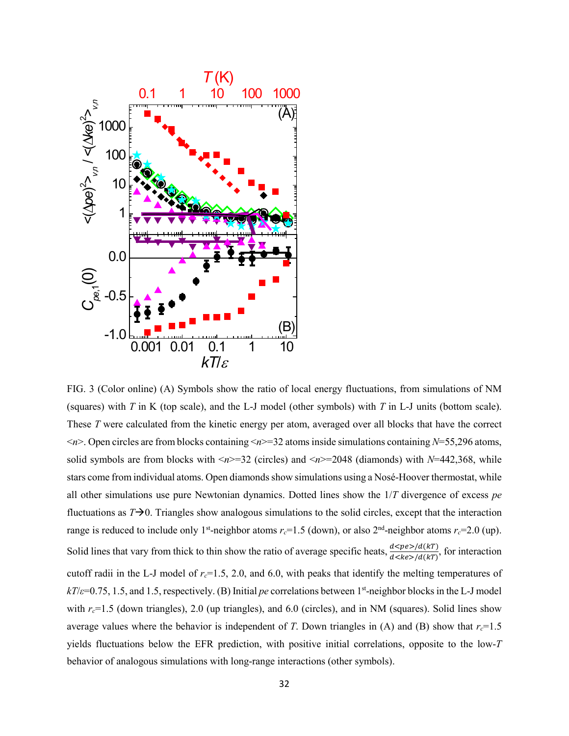FIG. 3 (Color online) (A) Symbols show the ratio of local energy fluctuations, from simulations of NM (squares) with $T$ in K (top scale), and the L-J model (other symbols) with $T$ in L-J units (bottom scale). These $T$ were calculated from the kinetic energy per atom, averaged over all blocks that have the correct $<n>$. Open circles are from blocks containing $<n>=32$ atoms inside simulations containing $N$=55,296 atoms, solid symbols are from blocks with $<n>=32$ (circles) and $<n>=2048$ (diamonds) with $N$=442,368, while stars come from individual atoms. Open diamonds show simulations using a Nosé-Hoover thermostat, while all other simulations use pure Newtonian dynamics. Dotted lines show the $1/T$ divergence of excess $pe$ fluctuations as $T \rightarrow 0$. Triangles show analogous simulations to the solid circles, except that the interaction range is reduced to include only 1st-neighbor atoms $r_c$=1.5 (down), or also 2nd-neighbor atoms $r_c$=2.0 (up). Solid lines that vary from thick to thin show the ratio of average specific heats, $\frac{d<pe>/d(kT)}{d<ke>/d(kT)}$, for interaction cutoff radii in the L-J model of $r_c$=1.5, 2.0, and 6.0, with peaks that identify the melting temperatures of $kT/\varepsilon$=0.75, 1.5, and 1.5, respectively. (B) Initial $pe$ correlations between 1st-neighbor blocks in the L-J model with $r_c$=1.5 (down triangles), 2.0 (up triangles), and 6.0 (circles), and in NM (squares). Solid lines show average values where the behavior is independent of $T$. Down triangles in (A) and (B) show that $r_c$=1.5 yields fluctuations below the EFR prediction, with positive initial correlations, opposite to the low-$T$ behavior of analogous simulations with long-range interactions (other symbols).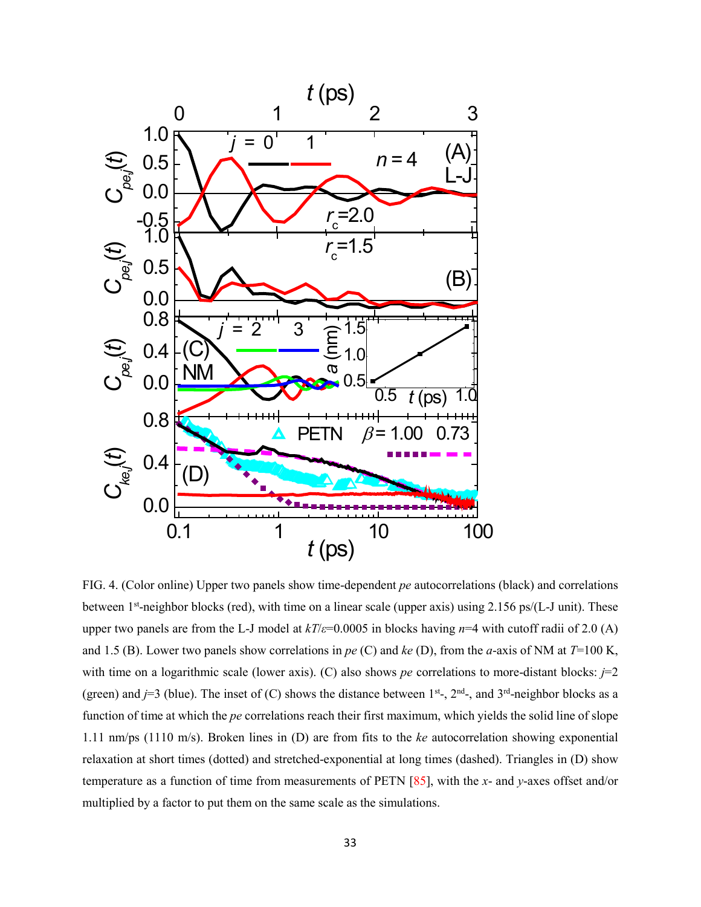FIG. 4. (Color online) Upper two panels show time-dependent *pe* autocorrelations (black) and correlations between 1st-neighbor blocks (red), with time on a linear scale (upper axis) using 2.156 ps/(L-J unit). These upper two panels are from the L-J model at $kT/\varepsilon$=0.0005 in blocks having $n$=4 with cutoff radii of 2.0 (A) and 1.5 (B). Lower two panels show correlations in *pe* (C) and *ke* (D), from the *a*-axis of NM at $T$=100 K, with time on a logarithmic scale (lower axis). (C) also shows *pe* correlations to more-distant blocks: $j$=2 (green) and $j$=3 (blue). The inset of (C) shows the distance between 1st-, 2nd-, and 3rd-neighbor blocks as a function of time at which the *pe* correlations reach their first maximum, which yields the solid line of slope 1.11 nm/ps (1110 m/s). Broken lines in (D) are from fits to the *ke* autocorrelation showing exponential relaxation at short times (dotted) and stretched-exponential at long times (dashed). Triangles in (D) show temperature as a function of time from measurements of PETN [85], with the *x*- and *y*-axes offset and/or multiplied by a factor to put them on the same scale as the simulations.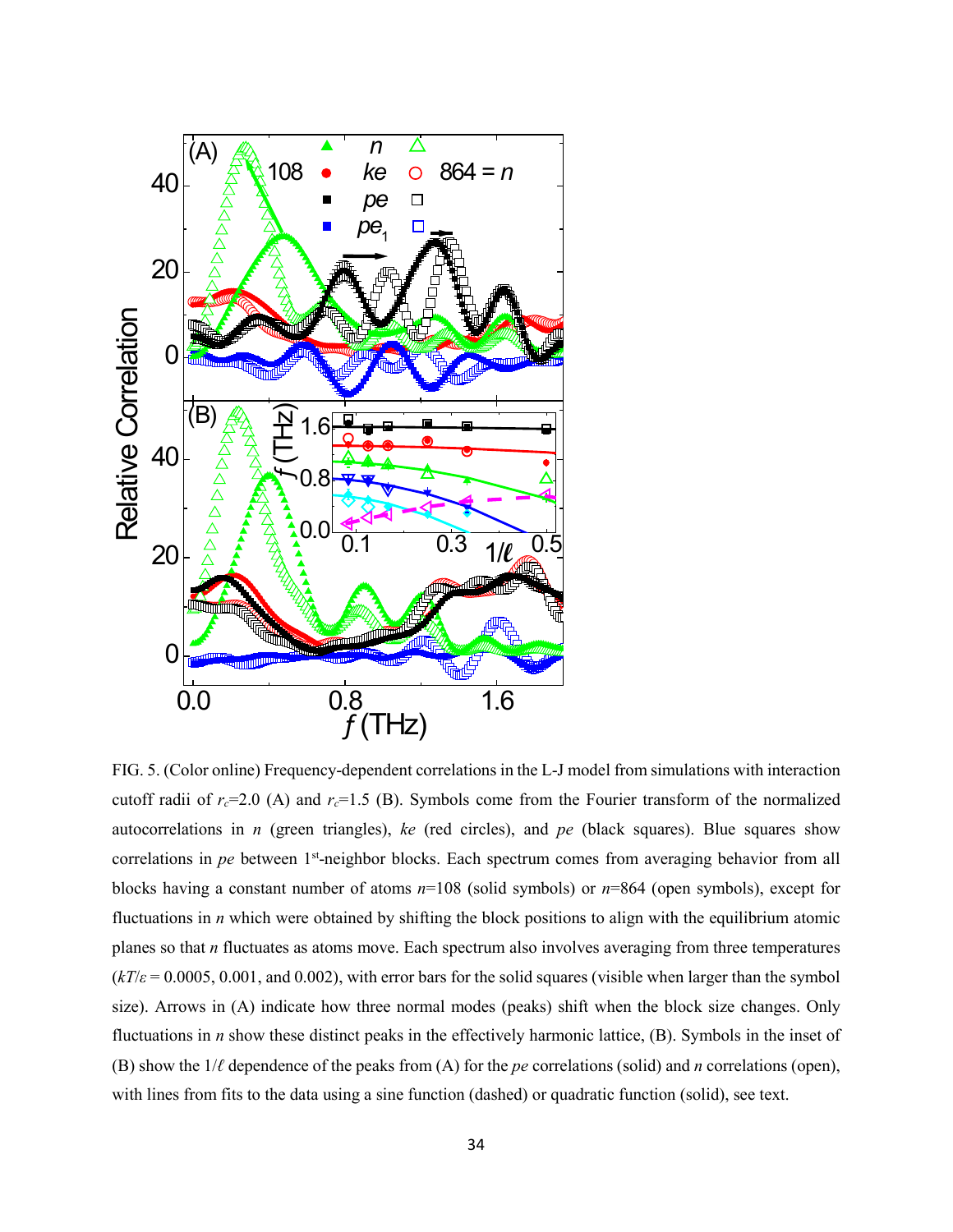FIG. 5. (Color online) Frequency-dependent correlations in the L-J model from simulations with interaction cutoff radii of $r_c$=2.0 (A) and $r_c$=1.5 (B). Symbols come from the Fourier transform of the normalized autocorrelations in $n$ (green triangles), $ke$ (red circles), and $pe$ (black squares). Blue squares show correlations in $pe$ between 1[st]-neighbor blocks. Each spectrum comes from averaging behavior from all blocks having a constant number of atoms $n$=108 (solid symbols) or $n$=864 (open symbols), except for fluctuations in $n$ which were obtained by shifting the block positions to align with the equilibrium atomic planes so that $n$ fluctuates as atoms move. Each spectrum also involves averaging from three temperatures ($kT/\varepsilon$ = 0.0005, 0.001, and 0.002), with error bars for the solid squares (visible when larger than the symbol size). Arrows in (A) indicate how three normal modes (peaks) shift when the block size changes. Only fluctuations in $n$ show these distinct peaks in the effectively harmonic lattice, (B). Symbols in the inset of (B) show the $1/\ell$ dependence of the peaks from (A) for the $pe$ correlations (solid) and $n$ correlations (open), with lines from fits to the data using a sine function (dashed) or quadratic function (solid), see text.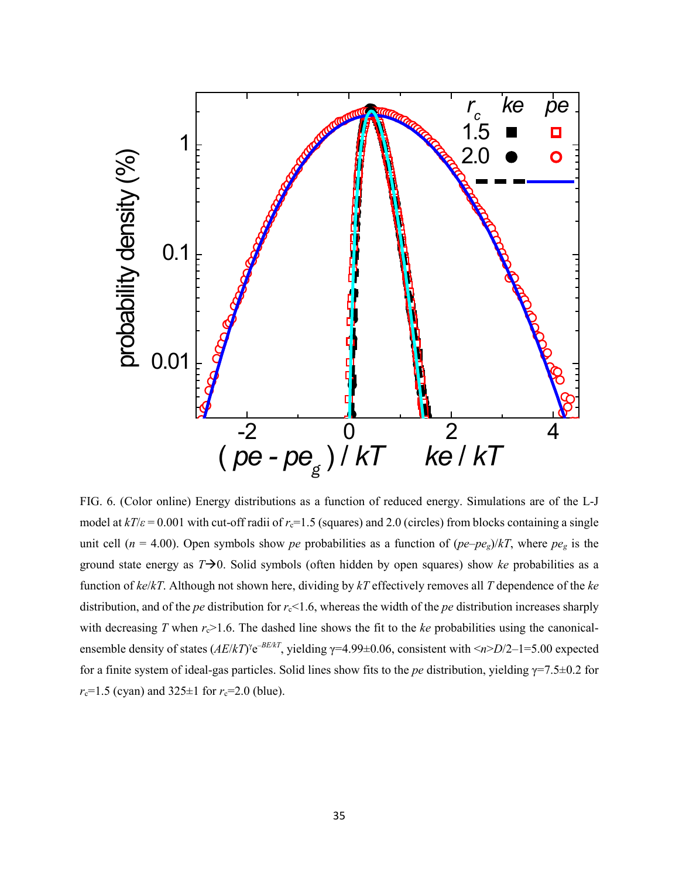$r_c$ $ke$ $pe$

1.5

2.0

1

0.1

0.01

probability density (%)

-2 0 2 4

$(pe - pe_g) / kT$ $ke / kT$

FIG. 6. (Color online) Energy distributions as a function of reduced energy. Simulations are of the L-J model at $kT/\varepsilon = 0.001$ with cut-off radii of $r_c$=1.5 (squares) and 2.0 (circles) from blocks containing a single unit cell ($n$ = 4.00). Open symbols show $pe$ probabilities as a function of $(pe–pe_g)/kT$, where $pe_g$ is the ground state energy as $T \rightarrow 0$. Solid symbols (often hidden by open squares) show $ke$ probabilities as a function of $ke/kT$. Although not shown here, dividing by $kT$ effectively removes all $T$ dependence of the $ke$ distribution, and of the $pe$ distribution for $r_c$<1.6, whereas the width of the $pe$ distribution increases sharply with decreasing $T$ when $r_c$>1.6. The dashed line shows the fit to the $ke$ probabilities using the canonical-ensemble density of states $(AE/kT)^{\gamma}e^{-BE/kT}$, yielding $\gamma$=4.99±0.06, consistent with $<n>D/2–1$=5.00 expected for a finite system of ideal-gas particles. Solid lines show fits to the $pe$ distribution, yielding $\gamma$=7.5±0.2 for $r_c$=1.5 (cyan) and 325±1 for $r_c$=2.0 (blue).